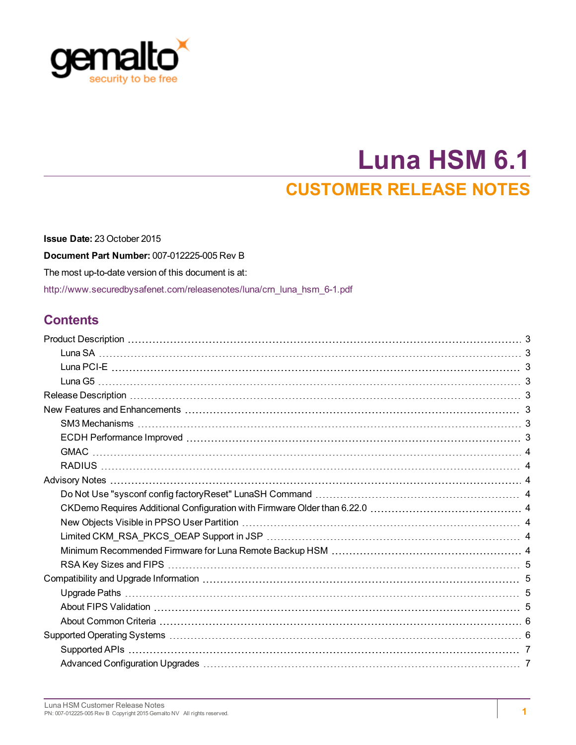gemalto
security to be free

# Luna HSM 6.1

## CUSTOMER RELEASE NOTES

**Issue Date:** 23 October 2015

**Document Part Number:** 007-012225-005 Rev B

The most up-to-date version of this document is at:

http://www.securedbysafenet.com/releasenotes/luna/crn_luna_hsm_6-1.pdf

## Contents

- Product Description ... 3
  - Luna SA ... 3
  - Luna PCI-E ... 3
  - Luna G5 ... 3
- Release Description ... 3
- New Features and Enhancements ... 3
  - SM3 Mechanisms ... 3
  - ECDH Performance Improved ... 3
  - GMAC ... 4
  - RADIUS ... 4
- Advisory Notes ... 4
  - Do Not Use "sysconf config factoryReset" LunaSH Command ... 4
  - CKDemo Requires Additional Configuration with Firmware Older than 6.22.0 ... 4
  - New Objects Visible in PPSO User Partition ... 4
  - Limited CKM_RSA_PKCS_OEAP Support in JSP ... 4
  - Minimum Recommended Firmware for Luna Remote Backup HSM ... 4
  - RSA Key Sizes and FIPS ... 5
- Compatibility and Upgrade Information ... 5
  - Upgrade Paths ... 5
  - About FIPS Validation ... 5
  - About Common Criteria ... 6
- Supported Operating Systems ... 6
  - Supported APIs ... 7
  - Advanced Configuration Upgrades ... 7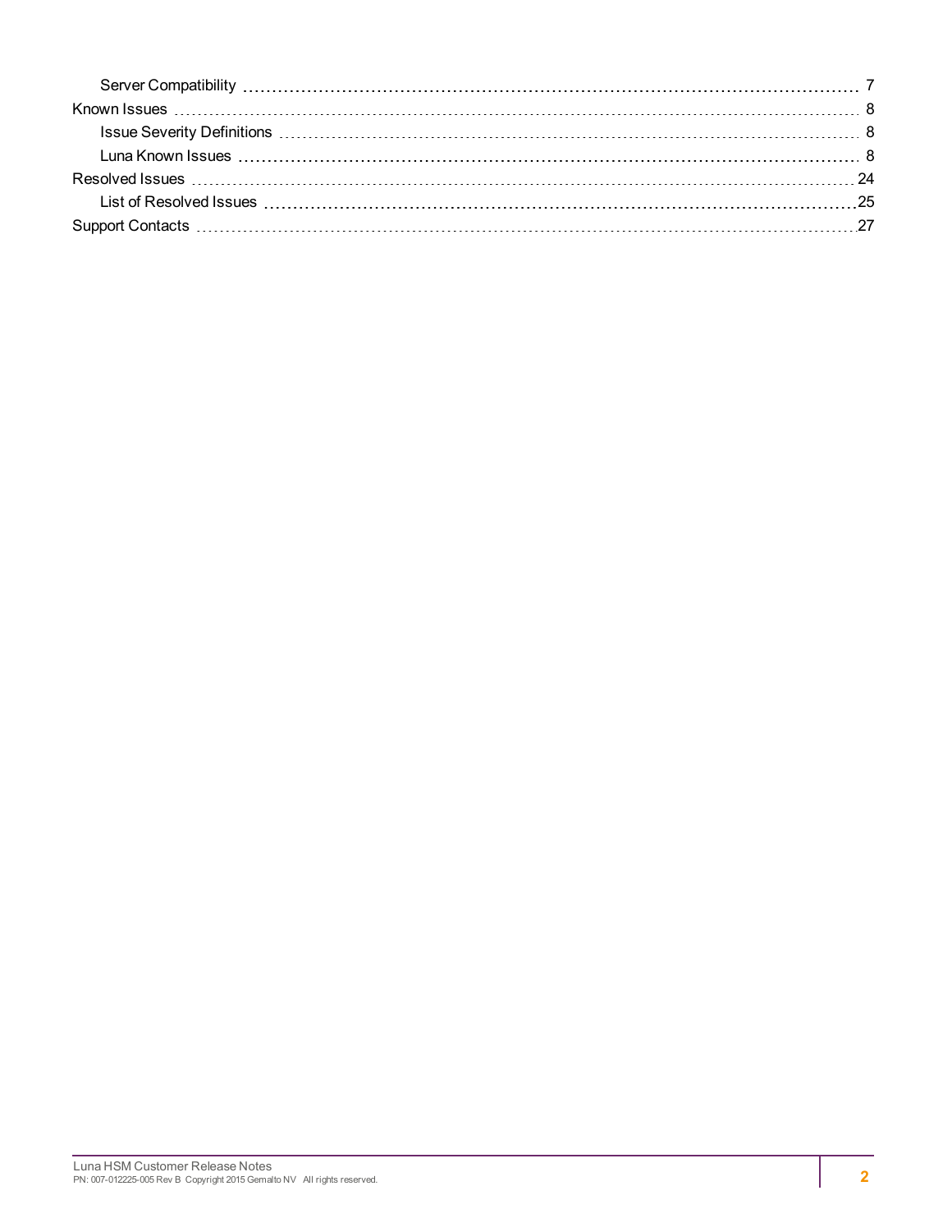- Server Compatibility ........ 7
- Known Issues ........ 8
  - Issue Severity Definitions ........ 8
  - Luna Known Issues ........ 8
- Resolved Issues ........ 24
  - List of Resolved Issues ........ 25
- Support Contacts ........ 27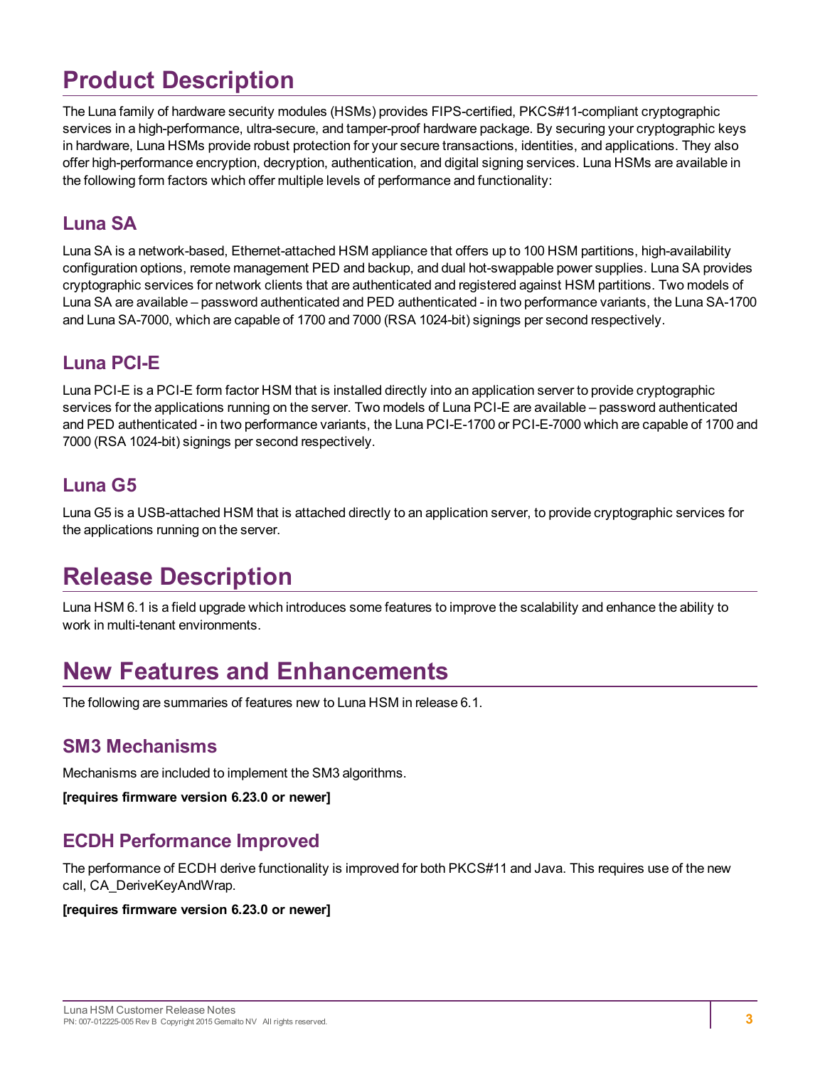# Product Description

The Luna family of hardware security modules (HSMs) provides FIPS-certified, PKCS#11-compliant cryptographic services in a high-performance, ultra-secure, and tamper-proof hardware package. By securing your cryptographic keys in hardware, Luna HSMs provide robust protection for your secure transactions, identities, and applications. They also offer high-performance encryption, decryption, authentication, and digital signing services. Luna HSMs are available in the following form factors which offer multiple levels of performance and functionality:

## Luna SA

Luna SA is a network-based, Ethernet-attached HSM appliance that offers up to 100 HSM partitions, high-availability configuration options, remote management PED and backup, and dual hot-swappable power supplies. Luna SA provides cryptographic services for network clients that are authenticated and registered against HSM partitions. Two models of Luna SA are available – password authenticated and PED authenticated - in two performance variants, the Luna SA-1700 and Luna SA-7000, which are capable of 1700 and 7000 (RSA 1024-bit) signings per second respectively.

## Luna PCI-E

Luna PCI-E is a PCI-E form factor HSM that is installed directly into an application server to provide cryptographic services for the applications running on the server. Two models of Luna PCI-E are available – password authenticated and PED authenticated - in two performance variants, the Luna PCI-E-1700 or PCI-E-7000 which are capable of 1700 and 7000 (RSA 1024-bit) signings per second respectively.

## Luna G5

Luna G5 is a USB-attached HSM that is attached directly to an application server, to provide cryptographic services for the applications running on the server.

# Release Description

Luna HSM 6.1 is a field upgrade which introduces some features to improve the scalability and enhance the ability to work in multi-tenant environments.

# New Features and Enhancements

The following are summaries of features new to Luna HSM in release 6.1.

## SM3 Mechanisms

Mechanisms are included to implement the SM3 algorithms.

**[requires firmware version 6.23.0 or newer]**

## ECDH Performance Improved

The performance of ECDH derive functionality is improved for both PKCS#11 and Java. This requires use of the new call, CA_DeriveKeyAndWrap.

**[requires firmware version 6.23.0 or newer]**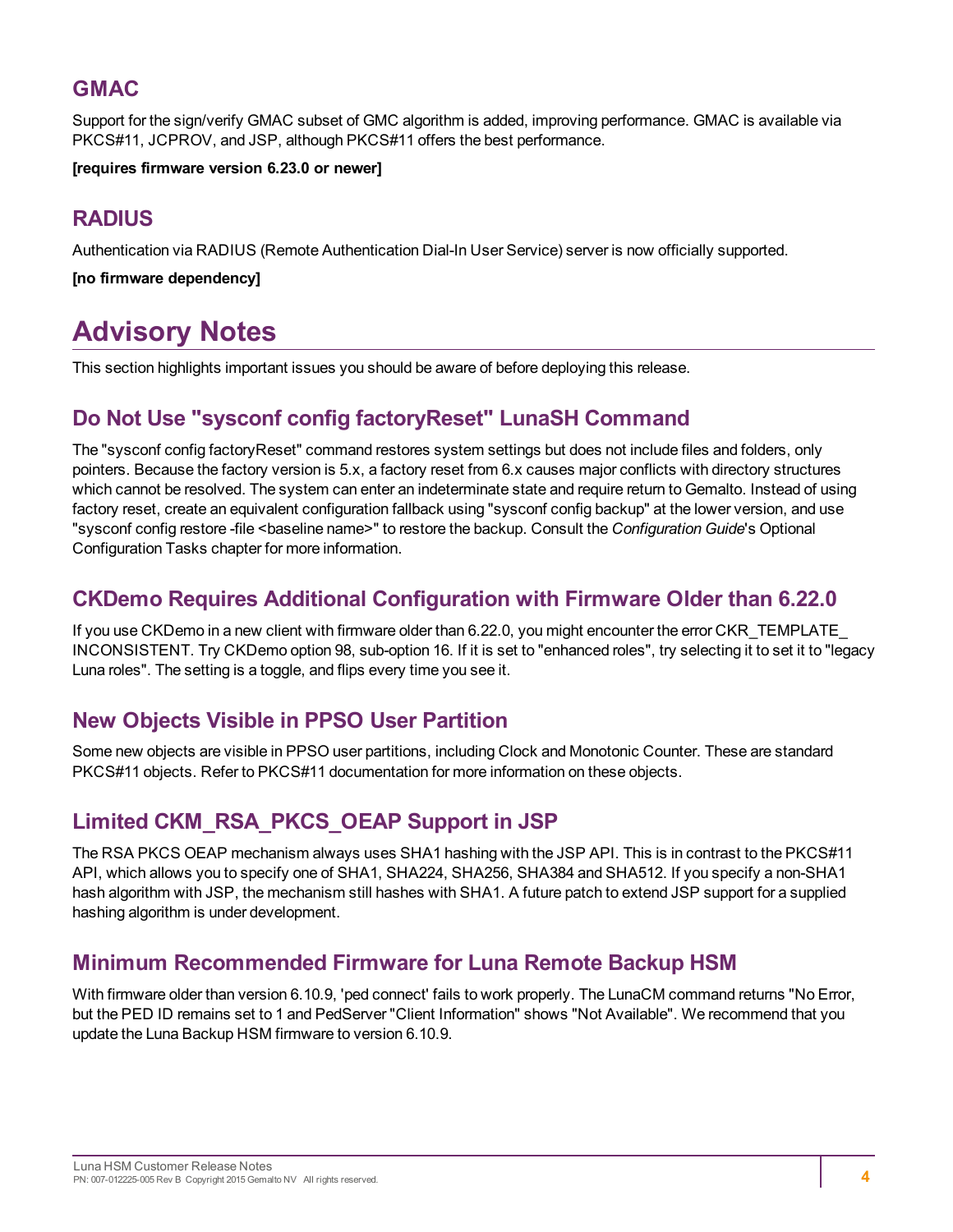## GMAC

Support for the sign/verify GMAC subset of GMC algorithm is added, improving performance. GMAC is available via PKCS#11, JCPROV, and JSP, although PKCS#11 offers the best performance.

**[requires firmware version 6.23.0 or newer]**

## RADIUS

Authentication via RADIUS (Remote Authentication Dial-In User Service) server is now officially supported.

**[no firmware dependency]**

# Advisory Notes

This section highlights important issues you should be aware of before deploying this release.

## Do Not Use "sysconf config factoryReset" LunaSH Command

The "sysconf config factoryReset" command restores system settings but does not include files and folders, only pointers. Because the factory version is 5.x, a factory reset from 6.x causes major conflicts with directory structures which cannot be resolved. The system can enter an indeterminate state and require return to Gemalto. Instead of using factory reset, create an equivalent configuration fallback using "sysconf config backup" at the lower version, and use "sysconf config restore -file <baseline name>" to restore the backup. Consult the *Configuration Guide*'s Optional Configuration Tasks chapter for more information.

## CKDemo Requires Additional Configuration with Firmware Older than 6.22.0

If you use CKDemo in a new client with firmware older than 6.22.0, you might encounter the error CKR_TEMPLATE_INCONSISTENT. Try CKDemo option 98, sub-option 16. If it is set to "enhanced roles", try selecting it to set it to "legacy Luna roles". The setting is a toggle, and flips every time you see it.

## New Objects Visible in PPSO User Partition

Some new objects are visible in PPSO user partitions, including Clock and Monotonic Counter. These are standard PKCS#11 objects. Refer to PKCS#11 documentation for more information on these objects.

## Limited CKM_RSA_PKCS_OEAP Support in JSP

The RSA PKCS OEAP mechanism always uses SHA1 hashing with the JSP API. This is in contrast to the PKCS#11 API, which allows you to specify one of SHA1, SHA224, SHA256, SHA384 and SHA512. If you specify a non-SHA1 hash algorithm with JSP, the mechanism still hashes with SHA1. A future patch to extend JSP support for a supplied hashing algorithm is under development.

## Minimum Recommended Firmware for Luna Remote Backup HSM

With firmware older than version 6.10.9, 'ped connect' fails to work properly. The LunaCM command returns "No Error, but the PED ID remains set to 1 and PedServer "Client Information" shows "Not Available". We recommend that you update the Luna Backup HSM firmware to version 6.10.9.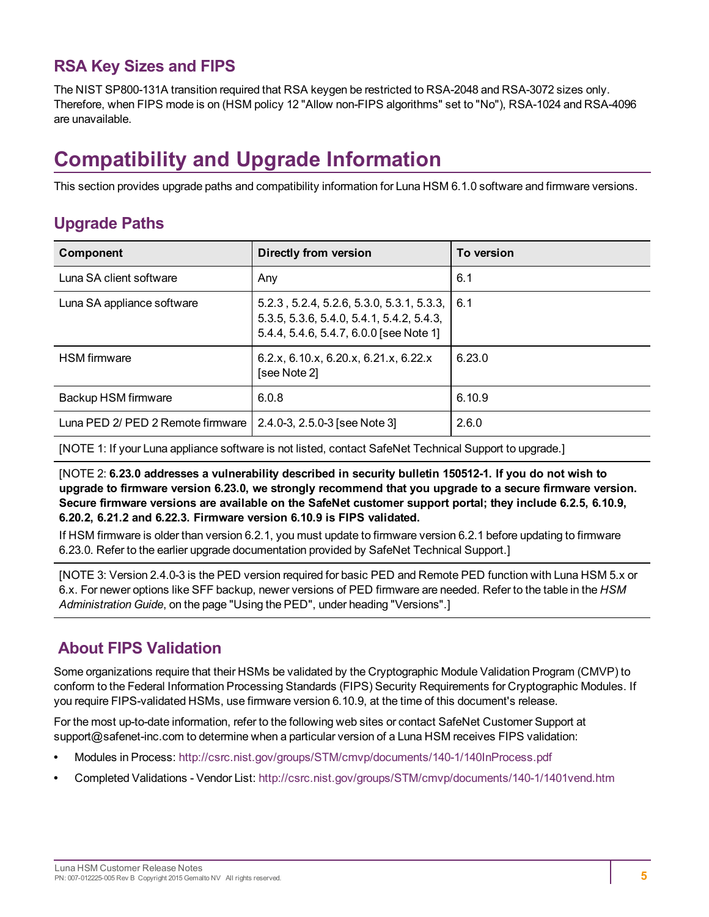## RSA Key Sizes and FIPS

The NIST SP800-131A transition required that RSA keygen be restricted to RSA-2048 and RSA-3072 sizes only. Therefore, when FIPS mode is on (HSM policy 12 "Allow non-FIPS algorithms" set to "No"), RSA-1024 and RSA-4096 are unavailable.

# Compatibility and Upgrade Information

This section provides upgrade paths and compatibility information for Luna HSM 6.1.0 software and firmware versions.

## Upgrade Paths

| Component | Directly from version | To version |
|---|---|---|
| Luna SA client software | Any | 6.1 |
| Luna SA appliance software | 5.2.3 , 5.2.4, 5.2.6, 5.3.0, 5.3.1, 5.3.3, 5.3.5, 5.3.6, 5.4.0, 5.4.1, 5.4.2, 5.4.3, 5.4.4, 5.4.6, 5.4.7, 6.0.0 [see Note 1] | 6.1 |
| HSM firmware | 6.2.x, 6.10.x, 6.20.x, 6.21.x, 6.22.x [see Note 2] | 6.23.0 |
| Backup HSM firmware | 6.0.8 | 6.10.9 |
| Luna PED 2/ PED 2 Remote firmware | 2.4.0-3, 2.5.0-3 [see Note 3] | 2.6.0 |

[NOTE 1: If your Luna appliance software is not listed, contact SafeNet Technical Support to upgrade.]

[NOTE 2: **6.23.0 addresses a vulnerability described in security bulletin 150512-1. If you do not wish to upgrade to firmware version 6.23.0, we strongly recommend that you upgrade to a secure firmware version. Secure firmware versions are available on the SafeNet customer support portal; they include 6.2.5, 6.10.9, 6.20.2, 6.21.2 and 6.22.3. Firmware version 6.10.9 is FIPS validated.**

If HSM firmware is older than version 6.2.1, you must update to firmware version 6.2.1 before updating to firmware 6.23.0. Refer to the earlier upgrade documentation provided by SafeNet Technical Support.]

[NOTE 3: Version 2.4.0-3 is the PED version required for basic PED and Remote PED function with Luna HSM 5.x or 6.x. For newer options like SFF backup, newer versions of PED firmware are needed. Refer to the table in the *HSM Administration Guide*, on the page "Using the PED", under heading "Versions".]

## About FIPS Validation

Some organizations require that their HSMs be validated by the Cryptographic Module Validation Program (CMVP) to conform to the Federal Information Processing Standards (FIPS) Security Requirements for Cryptographic Modules. If you require FIPS-validated HSMs, use firmware version 6.10.9, at the time of this document's release.

For the most up-to-date information, refer to the following web sites or contact SafeNet Customer Support at support@safenet-inc.com to determine when a particular version of a Luna HSM receives FIPS validation:

- Modules in Process: http://csrc.nist.gov/groups/STM/cmvp/documents/140-1/140InProcess.pdf
- Completed Validations - Vendor List: http://csrc.nist.gov/groups/STM/cmvp/documents/140-1/1401vend.htm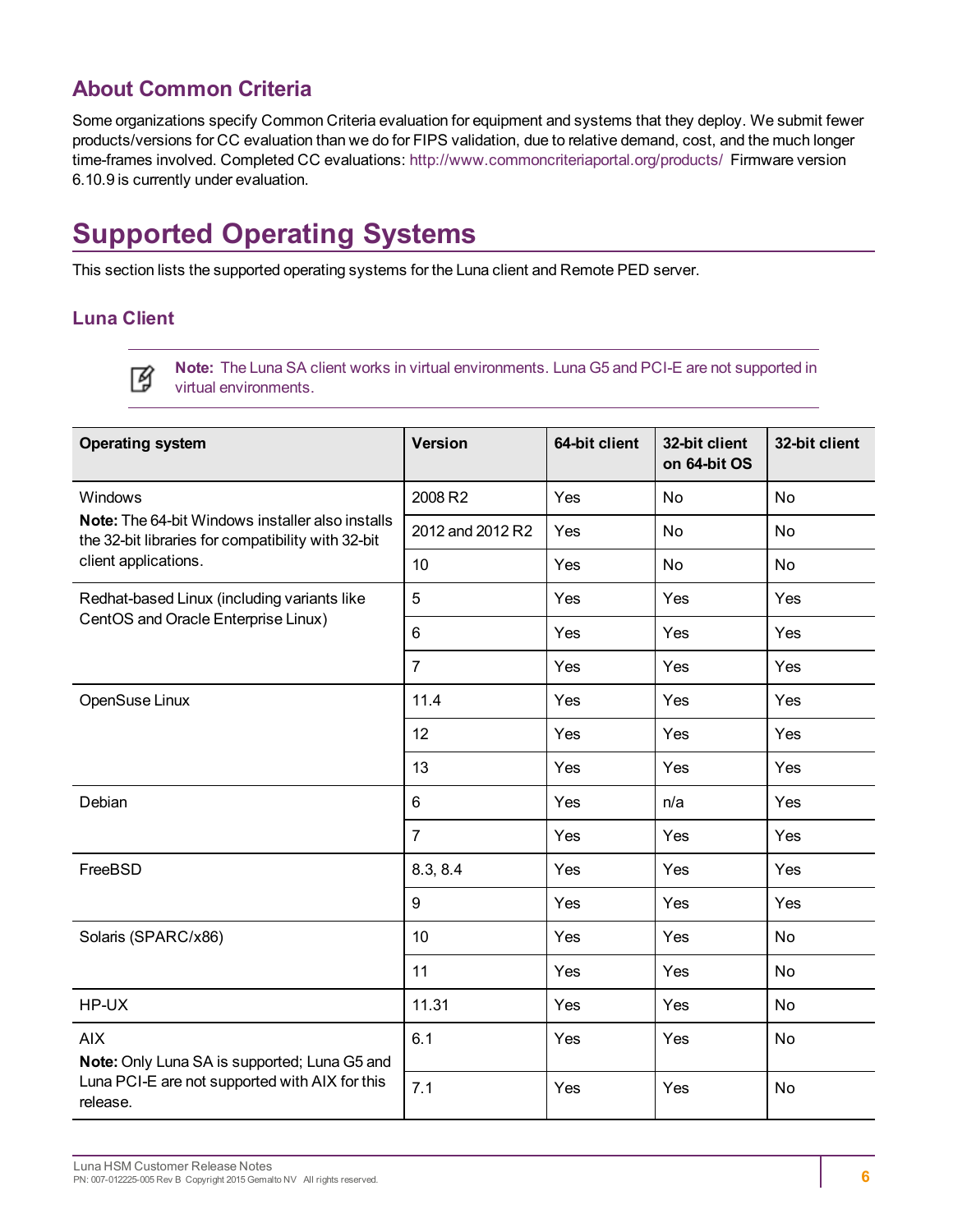## About Common Criteria

Some organizations specify Common Criteria evaluation for equipment and systems that they deploy. We submit fewer products/versions for CC evaluation than we do for FIPS validation, due to relative demand, cost, and the much longer time-frames involved. Completed CC evaluations: http://www.commoncriteriaportal.org/products/ Firmware version 6.10.9 is currently under evaluation.

# Supported Operating Systems

This section lists the supported operating systems for the Luna client and Remote PED server.

## Luna Client

> **Note:** The Luna SA client works in virtual environments. Luna G5 and PCI-E are not supported in virtual environments.

| Operating system | Version | 64-bit client | 32-bit client on 64-bit OS | 32-bit client |
|---|---|---|---|---|
| Windows<br>**Note:** The 64-bit Windows installer also installs the 32-bit libraries for compatibility with 32-bit client applications. | 2008 R2 | Yes | No | No |
| | 2012 and 2012 R2 | Yes | No | No |
| | 10 | Yes | No | No |
| Redhat-based Linux (including variants like CentOS and Oracle Enterprise Linux) | 5 | Yes | Yes | Yes |
| | 6 | Yes | Yes | Yes |
| | 7 | Yes | Yes | Yes |
| OpenSuse Linux | 11.4 | Yes | Yes | Yes |
| | 12 | Yes | Yes | Yes |
| | 13 | Yes | Yes | Yes |
| Debian | 6 | Yes | n/a | Yes |
| | 7 | Yes | Yes | Yes |
| FreeBSD | 8.3, 8.4 | Yes | Yes | Yes |
| | 9 | Yes | Yes | Yes |
| Solaris (SPARC/x86) | 10 | Yes | Yes | No |
| | 11 | Yes | Yes | No |
| HP-UX | 11.31 | Yes | Yes | No |
| AIX<br>**Note:** Only Luna SA is supported; Luna G5 and Luna PCI-E are not supported with AIX for this release. | 6.1 | Yes | Yes | No |
| | 7.1 | Yes | Yes | No |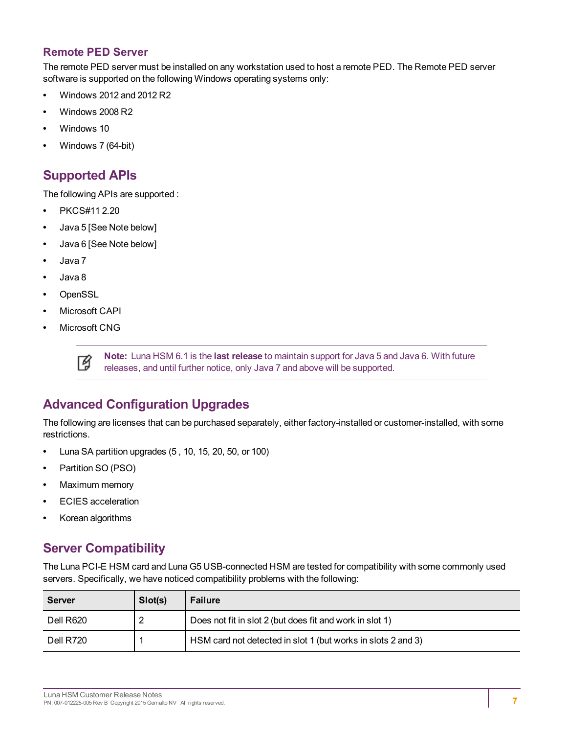### Remote PED Server

The remote PED server must be installed on any workstation used to host a remote PED. The Remote PED server software is supported on the following Windows operating systems only:

- Windows 2012 and 2012 R2
- Windows 2008 R2
- Windows 10
- Windows 7 (64-bit)

## Supported APIs

The following APIs are supported :

- PKCS#11 2.20
- Java 5 [See Note below]
- Java 6 [See Note below]
- Java 7
- Java 8
- OpenSSL
- Microsoft CAPI
- Microsoft CNG

> **Note:** Luna HSM 6.1 is the **last release** to maintain support for Java 5 and Java 6. With future releases, and until further notice, only Java 7 and above will be supported.

## Advanced Configuration Upgrades

The following are licenses that can be purchased separately, either factory-installed or customer-installed, with some restrictions.

- Luna SA partition upgrades (5 , 10, 15, 20, 50, or 100)
- Partition SO (PSO)
- Maximum memory
- ECIES acceleration
- Korean algorithms

## Server Compatibility

The Luna PCI-E HSM card and Luna G5 USB-connected HSM are tested for compatibility with some commonly used servers. Specifically, we have noticed compatibility problems with the following:

| Server | Slot(s) | Failure |
|---|---|---|
| Dell R620 | 2 | Does not fit in slot 2 (but does fit and work in slot 1) |
| Dell R720 | 1 | HSM card not detected in slot 1 (but works in slots 2 and 3) |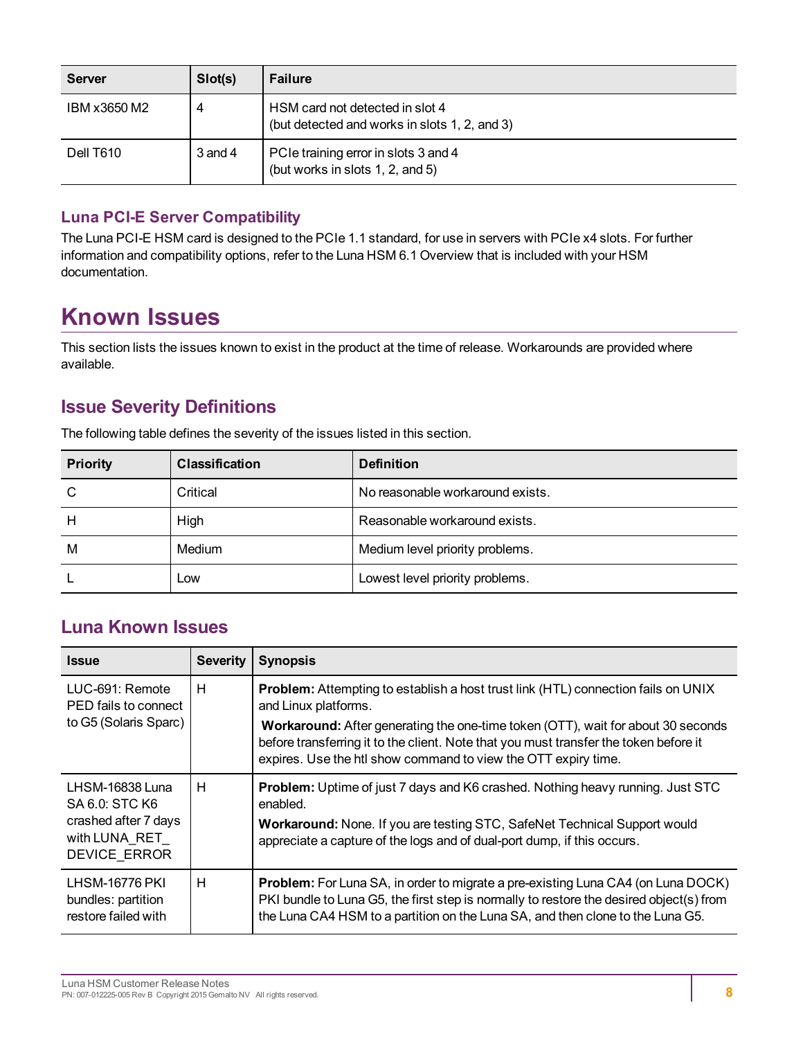| Server | Slot(s) | Failure |
|---|---|---|
| IBM x3650 M2 | 4 | HSM card not detected in slot 4<br>(but detected and works in slots 1, 2, and 3) |
| Dell T610 | 3 and 4 | PCIe training error in slots 3 and 4<br>(but works in slots 1, 2, and 5) |

### Luna PCI-E Server Compatibility

The Luna PCI-E HSM card is designed to the PCIe 1.1 standard, for use in servers with PCIe x4 slots. For further information and compatibility options, refer to the Luna HSM 6.1 Overview that is included with your HSM documentation.

# Known Issues

This section lists the issues known to exist in the product at the time of release. Workarounds are provided where available.

## Issue Severity Definitions

The following table defines the severity of the issues listed in this section.

| Priority | Classification | Definition |
|---|---|---|
| C | Critical | No reasonable workaround exists. |
| H | High | Reasonable workaround exists. |
| M | Medium | Medium level priority problems. |
| L | Low | Lowest level priority problems. |

## Luna Known Issues

| Issue | Severity | Synopsis |
|---|---|---|
| LUC-691: Remote PED fails to connect to G5 (Solaris Sparc) | H | **Problem:** Attempting to establish a host trust link (HTL) connection fails on UNIX and Linux platforms.<br>**Workaround:** After generating the one-time token (OTT), wait for about 30 seconds before transferring it to the client. Note that you must transfer the token before it expires. Use the htl show command to view the OTT expiry time. |
| LHSM-16838 Luna SA 6.0: STC K6 crashed after 7 days with LUNA_RET_ DEVICE_ERROR | H | **Problem:** Uptime of just 7 days and K6 crashed. Nothing heavy running. Just STC enabled.<br>**Workaround:** None. If you are testing STC, SafeNet Technical Support would appreciate a capture of the logs and of dual-port dump, if this occurs. |
| LHSM-16776 PKI bundles: partition restore failed with | H | **Problem:** For Luna SA, in order to migrate a pre-existing Luna CA4 (on Luna DOCK) PKI bundle to Luna G5, the first step is normally to restore the desired object(s) from the Luna CA4 HSM to a partition on the Luna SA, and then clone to the Luna G5. |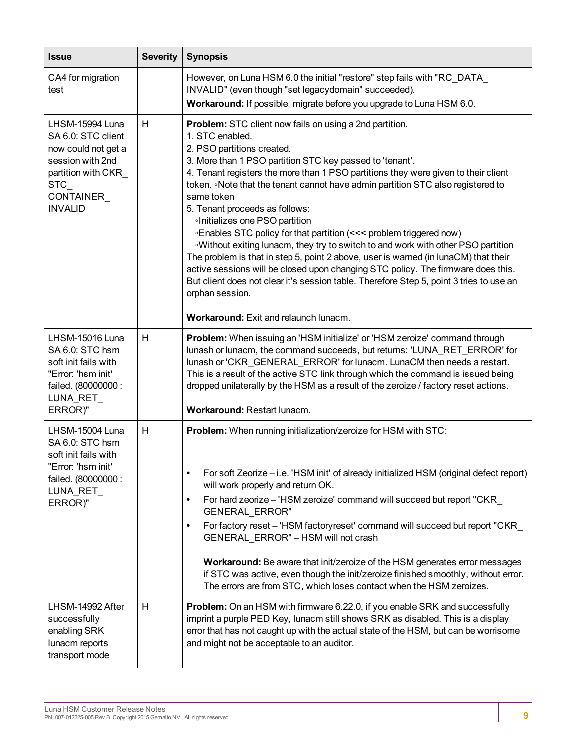| Issue | Severity | Synopsis |
|---|---|---|
| CA4 for migration test | | However, on Luna HSM 6.0 the initial "restore" step fails with "RC_DATA_INVALID" (even though "set legacydomain" succeeded).<br>**Workaround:** If possible, migrate before you upgrade to Luna HSM 6.0. |
| LHSM-15994 Luna SA 6.0: STC client now could not get a session with 2nd partition with CKR_STC_CONTAINER_INVALID | H | **Problem:** STC client now fails on using a 2nd partition.<br>1. STC enabled.<br>2. PSO partitions created.<br>3. More than 1 PSO partition STC key passed to 'tenant'.<br>4. Tenant registers the more than 1 PSO partitions they were given to their client token. ◦Note that the tenant cannot have admin partition STC also registered to same token<br>5. Tenant proceeds as follows:<br>◦Initializes one PSO partition<br>◦Enables STC policy for that partition (<<< problem triggered now)<br>◦Without exiting lunacm, they try to switch to and work with other PSO partition<br>The problem is that in step 5, point 2 above, user is warned (in lunaCM) that their active sessions will be closed upon changing STC policy. The firmware does this. But client does not clear it's session table. Therefore Step 5, point 3 tries to use an orphan session.<br><br>**Workaround:** Exit and relaunch lunacm. |
| LHSM-15016 Luna SA 6.0: STC hsm soft init fails with "Error: 'hsm init' failed. (80000000 : LUNA_RET_ERROR)" | H | **Problem:** When issuing an 'HSM initialize' or 'HSM zeroize' command through lunash or lunacm, the command succeeds, but returns: 'LUNA_RET_ERROR' for lunash or 'CKR_GENERAL_ERROR' for lunacm. LunaCM then needs a restart. This is a result of the active STC link through which the command is issued being dropped unilaterally by the HSM as a result of the zeroize / factory reset actions.<br><br>**Workaround:** Restart lunacm. |
| LHSM-15004 Luna SA 6.0: STC hsm soft init fails with "Error: 'hsm init' failed. (80000000 : LUNA_RET_ERROR)" | H | **Problem:** When running initialization/zeroize for HSM with STC:<br><br>• For soft Zeorize – i.e. 'HSM init' of already initialized HSM (original defect report) will work properly and return OK.<br>• For hard zeorize – 'HSM zeroize' command will succeed but report "CKR_GENERAL_ERROR"<br>• For factory reset – 'HSM factoryreset' command will succeed but report "CKR_GENERAL_ERROR" – HSM will not crash<br><br>**Workaround:** Be aware that init/zeroize of the HSM generates error messages if STC was active, even though the init/zeroize finished smoothly, without error. The errors are from STC, which loses contact when the HSM zeroizes. |
| LHSM-14992 After successfully enabling SRK lunacm reports transport mode | H | **Problem:** On an HSM with firmware 6.22.0, if you enable SRK and successfully imprint a purple PED Key, lunacm still shows SRK as disabled. This is a display error that has not caught up with the actual state of the HSM, but can be worrisome and might not be acceptable to an auditor. |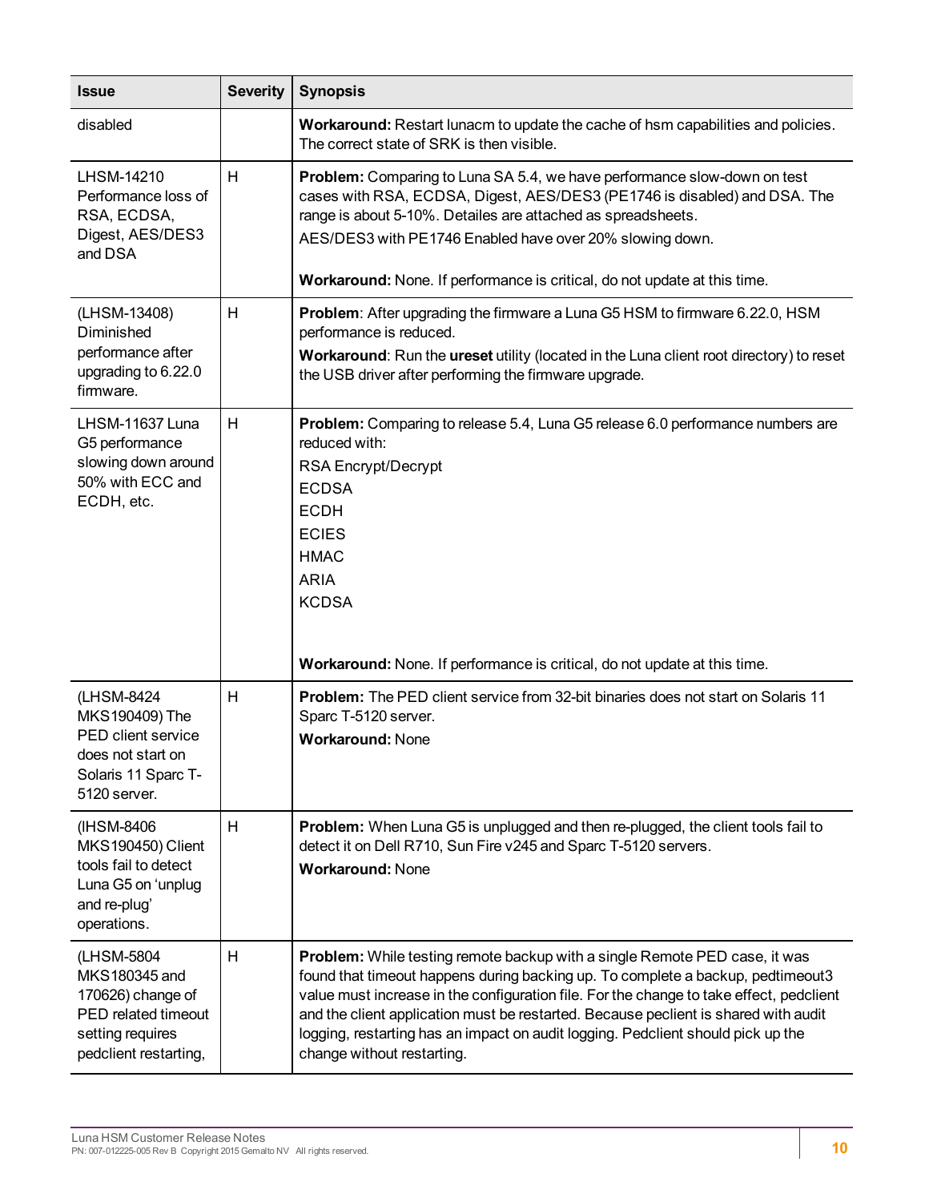| Issue | Severity | Synopsis |
|---|---|---|
| disabled | | **Workaround:** Restart lunacm to update the cache of hsm capabilities and policies. The correct state of SRK is then visible. |
| LHSM-14210 Performance loss of RSA, ECDSA, Digest, AES/DES3 and DSA | H | **Problem:** Comparing to Luna SA 5.4, we have performance slow-down on test cases with RSA, ECDSA, Digest, AES/DES3 (PE1746 is disabled) and DSA. The range is about 5-10%. Detailes are attached as spreadsheets.<br>AES/DES3 with PE1746 Enabled have over 20% slowing down.<br><br>**Workaround:** None. If performance is critical, do not update at this time. |
| (LHSM-13408) Diminished performance after upgrading to 6.22.0 firmware. | H | **Problem**: After upgrading the firmware a Luna G5 HSM to firmware 6.22.0, HSM performance is reduced.<br>**Workaround**: Run the **ureset** utility (located in the Luna client root directory) to reset the USB driver after performing the firmware upgrade. |
| LHSM-11637 Luna G5 performance slowing down around 50% with ECC and ECDH, etc. | H | **Problem:** Comparing to release 5.4, Luna G5 release 6.0 performance numbers are reduced with:<br>RSA Encrypt/Decrypt<br>ECDSA<br>ECDH<br>ECIES<br>HMAC<br>ARIA<br>KCDSA<br><br>**Workaround:** None. If performance is critical, do not update at this time. |
| (LHSM-8424 MKS190409) The PED client service does not start on Solaris 11 Sparc T-5120 server. | H | **Problem:** The PED client service from 32-bit binaries does not start on Solaris 11 Sparc T-5120 server.<br>**Workaround:** None |
| (lHSM-8406 MKS190450) Client tools fail to detect Luna G5 on 'unplug and re-plug' operations. | H | **Problem:** When Luna G5 is unplugged and then re-plugged, the client tools fail to detect it on Dell R710, Sun Fire v245 and Sparc T-5120 servers.<br>**Workaround:** None |
| (LHSM-5804 MKS180345 and 170626) change of PED related timeout setting requires pedclient restarting, | H | **Problem:** While testing remote backup with a single Remote PED case, it was found that timeout happens during backing up. To complete a backup, pedtimeout3 value must increase in the configuration file. For the change to take effect, pedclient and the client application must be restarted. Because peclient is shared with audit logging, restarting has an impact on audit logging. Pedclient should pick up the change without restarting. |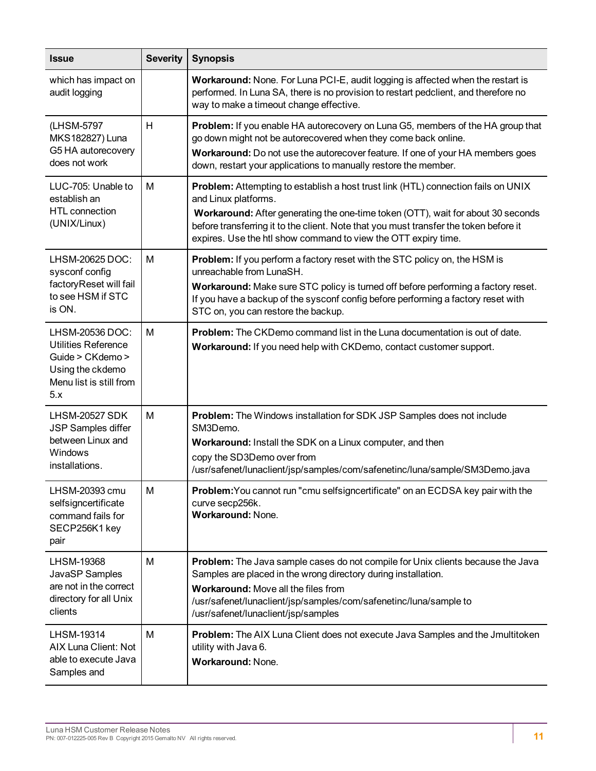| Issue | Severity | Synopsis |
| --- | --- | --- |
| which has impact on audit logging | | **Workaround:** None. For Luna PCI-E, audit logging is affected when the restart is performed. In Luna SA, there is no provision to restart pedclient, and therefore no way to make a timeout change effective. |
| (LHSM-5797 MKS182827) Luna G5 HA autorecovery does not work | H | **Problem:** If you enable HA autorecovery on Luna G5, members of the HA group that go down might not be autorecovered when they come back online.<br>**Workaround:** Do not use the autorecover feature. If one of your HA members goes down, restart your applications to manually restore the member. |
| LUC-705: Unable to establish an HTL connection (UNIX/Linux) | M | **Problem:** Attempting to establish a host trust link (HTL) connection fails on UNIX and Linux platforms.<br>**Workaround:** After generating the one-time token (OTT), wait for about 30 seconds before transferring it to the client. Note that you must transfer the token before it expires. Use the htl show command to view the OTT expiry time. |
| LHSM-20625 DOC: sysconf config factoryReset will fail to see HSM if STC is ON. | M | **Problem:** If you perform a factory reset with the STC policy on, the HSM is unreachable from LunaSH.<br>**Workaround:** Make sure STC policy is turned off before performing a factory reset. If you have a backup of the sysconf config before performing a factory reset with STC on, you can restore the backup. |
| LHSM-20536 DOC: Utilities Reference Guide > CKdemo > Using the ckdemo Menu list is still from 5.x | M | **Problem:** The CKDemo command list in the Luna documentation is out of date.<br>**Workaround:** If you need help with CKDemo, contact customer support. |
| LHSM-20527 SDK JSP Samples differ between Linux and Windows installations. | M | **Problem:** The Windows installation for SDK JSP Samples does not include SM3Demo.<br>**Workaround:** Install the SDK on a Linux computer, and then<br>copy the SD3Demo over from /usr/safenet/lunaclient/jsp/samples/com/safenetinc/luna/sample/SM3Demo.java |
| LHSM-20393 cmu selfsigncertificate command fails for SECP256K1 key pair | M | **Problem:**You cannot run "cmu selfsigncertificate" on an ECDSA key pair with the curve secp256k.<br>**Workaround:** None. |
| LHSM-19368 JavaSP Samples are not in the correct directory for all Unix clients | M | **Problem:** The Java sample cases do not compile for Unix clients because the Java Samples are placed in the wrong directory during installation.<br>**Workaround:** Move all the files from /usr/safenet/lunaclient/jsp/samples/com/safenetinc/luna/sample to /usr/safenet/lunaclient/jsp/samples |
| LHSM-19314 AIX Luna Client: Not able to execute Java Samples and | M | **Problem:** The AIX Luna Client does not execute Java Samples and the Jmultitoken utility with Java 6.<br>**Workaround:** None. |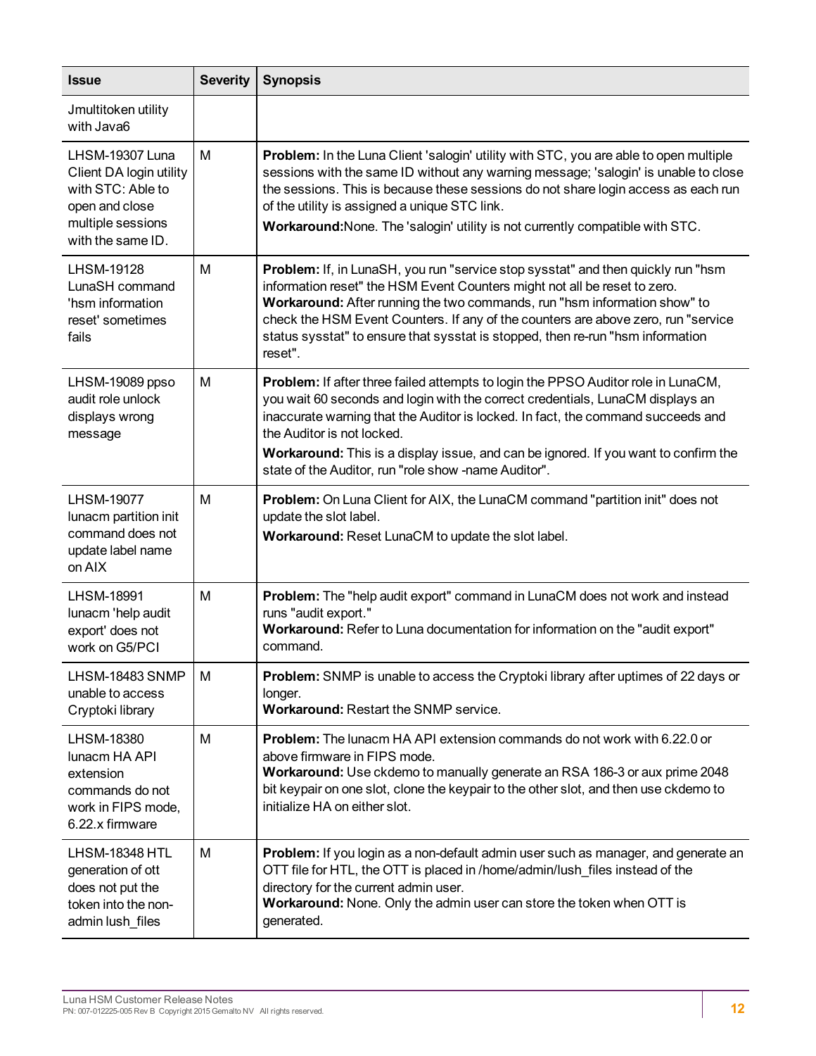| Issue | Severity | Synopsis |
|---|---|---|
| Jmultitoken utility with Java6 | | |
| LHSM-19307 Luna Client DA login utility with STC: Able to open and close multiple sessions with the same ID. | M | **Problem:** In the Luna Client 'salogin' utility with STC, you are able to open multiple sessions with the same ID without any warning message; 'salogin' is unable to close the sessions. This is because these sessions do not share login access as each run of the utility is assigned a unique STC link.<br>**Workaround:**None. The 'salogin' utility is not currently compatible with STC. |
| LHSM-19128 LunaSH command 'hsm information reset' sometimes fails | M | **Problem:** If, in LunaSH, you run "service stop sysstat" and then quickly run "hsm information reset" the HSM Event Counters might not all be reset to zero.<br>**Workaround:** After running the two commands, run "hsm information show" to check the HSM Event Counters. If any of the counters are above zero, run "service status sysstat" to ensure that sysstat is stopped, then re-run "hsm information reset". |
| LHSM-19089 ppso audit role unlock displays wrong message | M | **Problem:** If after three failed attempts to login the PPSO Auditor role in LunaCM, you wait 60 seconds and login with the correct credentials, LunaCM displays an inaccurate warning that the Auditor is locked. In fact, the command succeeds and the Auditor is not locked.<br>**Workaround:** This is a display issue, and can be ignored. If you want to confirm the state of the Auditor, run "role show -name Auditor". |
| LHSM-19077 lunacm partition init command does not update label name on AIX | M | **Problem:** On Luna Client for AIX, the LunaCM command "partition init" does not update the slot label.<br>**Workaround:** Reset LunaCM to update the slot label. |
| LHSM-18991 lunacm 'help audit export' does not work on G5/PCI | M | **Problem:** The "help audit export" command in LunaCM does not work and instead runs "audit export."<br>**Workaround:** Refer to Luna documentation for information on the "audit export" command. |
| LHSM-18483 SNMP unable to access Cryptoki library | M | **Problem:** SNMP is unable to access the Cryptoki library after uptimes of 22 days or longer.<br>**Workaround:** Restart the SNMP service. |
| LHSM-18380 lunacm HA API extension commands do not work in FIPS mode, 6.22.x firmware | M | **Problem:** The lunacm HA API extension commands do not work with 6.22.0 or above firmware in FIPS mode.<br>**Workaround:** Use ckdemo to manually generate an RSA 186-3 or aux prime 2048 bit keypair on one slot, clone the keypair to the other slot, and then use ckdemo to initialize HA on either slot. |
| LHSM-18348 HTL generation of ott does not put the token into the non-admin lush_files | M | **Problem:** If you login as a non-default admin user such as manager, and generate an OTT file for HTL, the OTT is placed in /home/admin/lush_files instead of the directory for the current admin user.<br>**Workaround:** None. Only the admin user can store the token when OTT is generated. |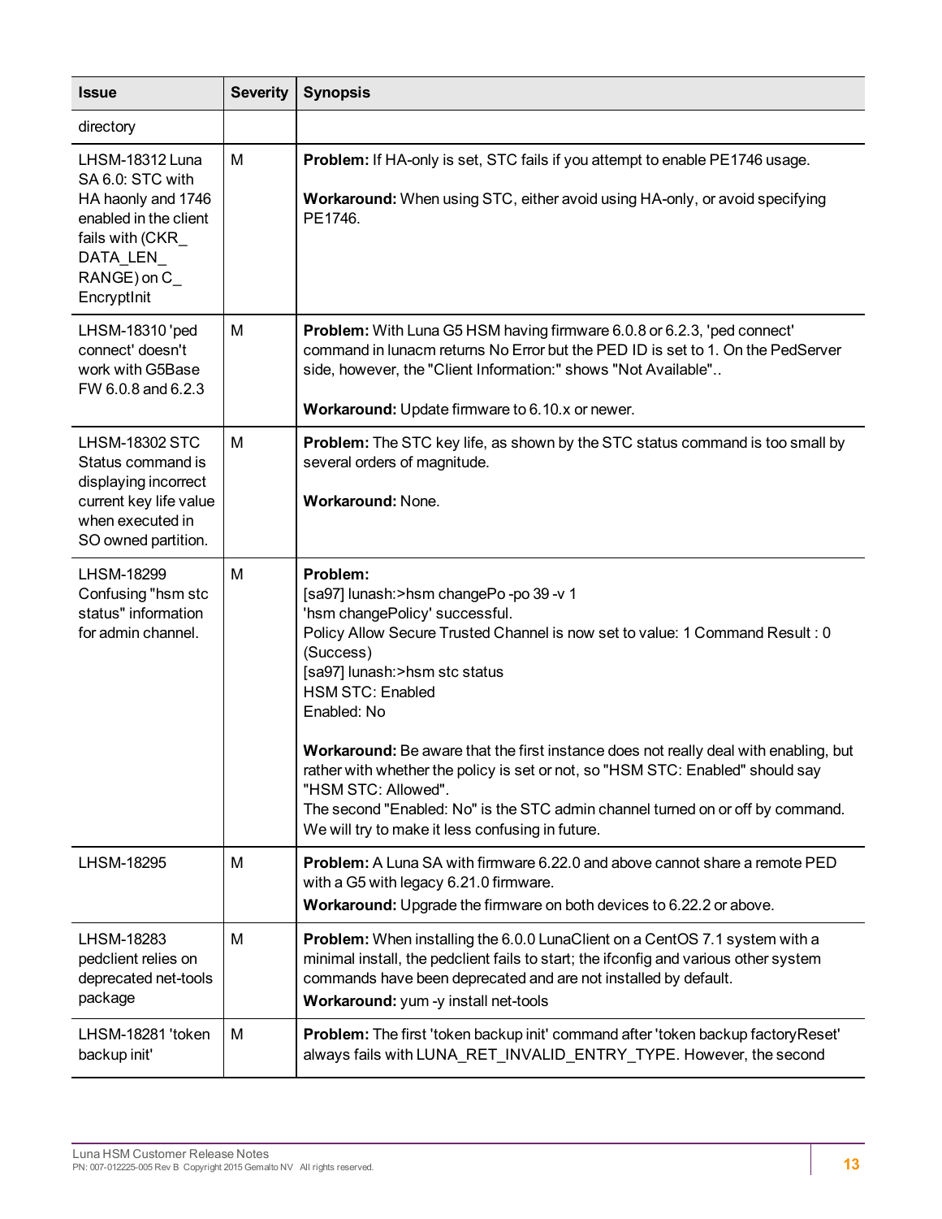| Issue | Severity | Synopsis |
|---|---|---|
| directory | | |
| LHSM-18312 Luna SA 6.0: STC with HA haonly and 1746 enabled in the client fails with (CKR_ DATA_LEN_ RANGE) on C_ EncryptInit | M | **Problem:** If HA-only is set, STC fails if you attempt to enable PE1746 usage.<br><br>**Workaround:** When using STC, either avoid using HA-only, or avoid specifying PE1746. |
| LHSM-18310 'ped connect' doesn't work with G5Base FW 6.0.8 and 6.2.3 | M | **Problem:** With Luna G5 HSM having firmware 6.0.8 or 6.2.3, 'ped connect' command in lunacm returns No Error but the PED ID is set to 1. On the PedServer side, however, the "Client Information:" shows "Not Available"..<br><br>**Workaround:** Update firmware to 6.10.x or newer. |
| LHSM-18302 STC Status command is displaying incorrect current key life value when executed in SO owned partition. | M | **Problem:** The STC key life, as shown by the STC status command is too small by several orders of magnitude.<br><br>**Workaround:** None. |
| LHSM-18299 Confusing "hsm stc status" information for admin channel. | M | **Problem:**<br>[sa97] lunash:>hsm changePo -po 39 -v 1<br>'hsm changePolicy' successful.<br>Policy Allow Secure Trusted Channel is now set to value: 1 Command Result : 0 (Success)<br>[sa97] lunash:>hsm stc status<br>HSM STC: Enabled<br>Enabled: No<br><br>**Workaround:** Be aware that the first instance does not really deal with enabling, but rather with whether the policy is set or not, so "HSM STC: Enabled" should say "HSM STC: Allowed".<br>The second "Enabled: No" is the STC admin channel turned on or off by command. We will try to make it less confusing in future. |
| LHSM-18295 | M | **Problem:** A Luna SA with firmware 6.22.0 and above cannot share a remote PED with a G5 with legacy 6.21.0 firmware.<br>**Workaround:** Upgrade the firmware on both devices to 6.22.2 or above. |
| LHSM-18283 pedclient relies on deprecated net-tools package | M | **Problem:** When installing the 6.0.0 LunaClient on a CentOS 7.1 system with a minimal install, the pedclient fails to start; the ifconfig and various other system commands have been deprecated and are not installed by default.<br>**Workaround:** yum -y install net-tools |
| LHSM-18281 'token backup init' | M | **Problem:** The first 'token backup init' command after 'token backup factoryReset' always fails with LUNA_RET_INVALID_ENTRY_TYPE. However, the second |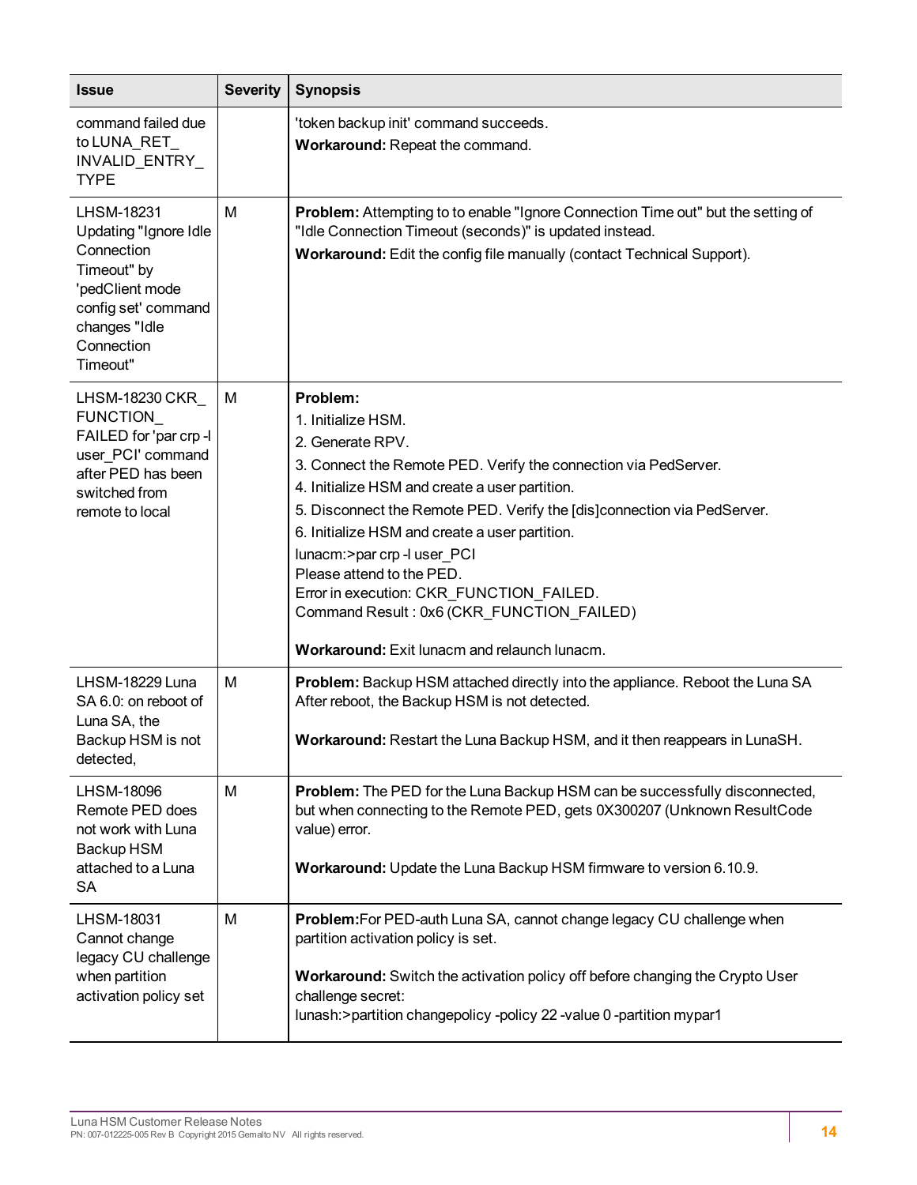| Issue | Severity | Synopsis |
|---|---|---|
| command failed due to LUNA_RET_ INVALID_ENTRY_ TYPE | | 'token backup init' command succeeds.<br>**Workaround:** Repeat the command. |
| LHSM-18231 Updating "Ignore Idle Connection Timeout" by 'pedClient mode config set' command changes "Idle Connection Timeout" | M | **Problem:** Attempting to to enable "Ignore Connection Time out" but the setting of "Idle Connection Timeout (seconds)" is updated instead.<br>**Workaround:** Edit the config file manually (contact Technical Support). |
| LHSM-18230 CKR_ FUNCTION_ FAILED for 'par crp -l user_PCI' command after PED has been switched from remote to local | M | **Problem:**<br>1. Initialize HSM.<br>2. Generate RPV.<br>3. Connect the Remote PED. Verify the connection via PedServer.<br>4. Initialize HSM and create a user partition.<br>5. Disconnect the Remote PED. Verify the [dis]connection via PedServer.<br>6. Initialize HSM and create a user partition.<br>lunacm:>par crp -l user_PCI<br>Please attend to the PED.<br>Error in execution: CKR_FUNCTION_FAILED.<br>Command Result : 0x6 (CKR_FUNCTION_FAILED)<br><br>**Workaround:** Exit lunacm and relaunch lunacm. |
| LHSM-18229 Luna SA 6.0: on reboot of Luna SA, the Backup HSM is not detected, | M | **Problem:** Backup HSM attached directly into the appliance. Reboot the Luna SA After reboot, the Backup HSM is not detected.<br><br>**Workaround:** Restart the Luna Backup HSM, and it then reappears in LunaSH. |
| LHSM-18096 Remote PED does not work with Luna Backup HSM attached to a Luna SA | M | **Problem:** The PED for the Luna Backup HSM can be successfully disconnected, but when connecting to the Remote PED, gets 0X300207 (Unknown ResultCode value) error.<br><br>**Workaround:** Update the Luna Backup HSM firmware to version 6.10.9. |
| LHSM-18031 Cannot change legacy CU challenge when partition activation policy set | M | **Problem:**For PED-auth Luna SA, cannot change legacy CU challenge when partition activation policy is set.<br><br>**Workaround:** Switch the activation policy off before changing the Crypto User challenge secret:<br>lunash:>partition changepolicy -policy 22 -value 0 -partition mypar1 |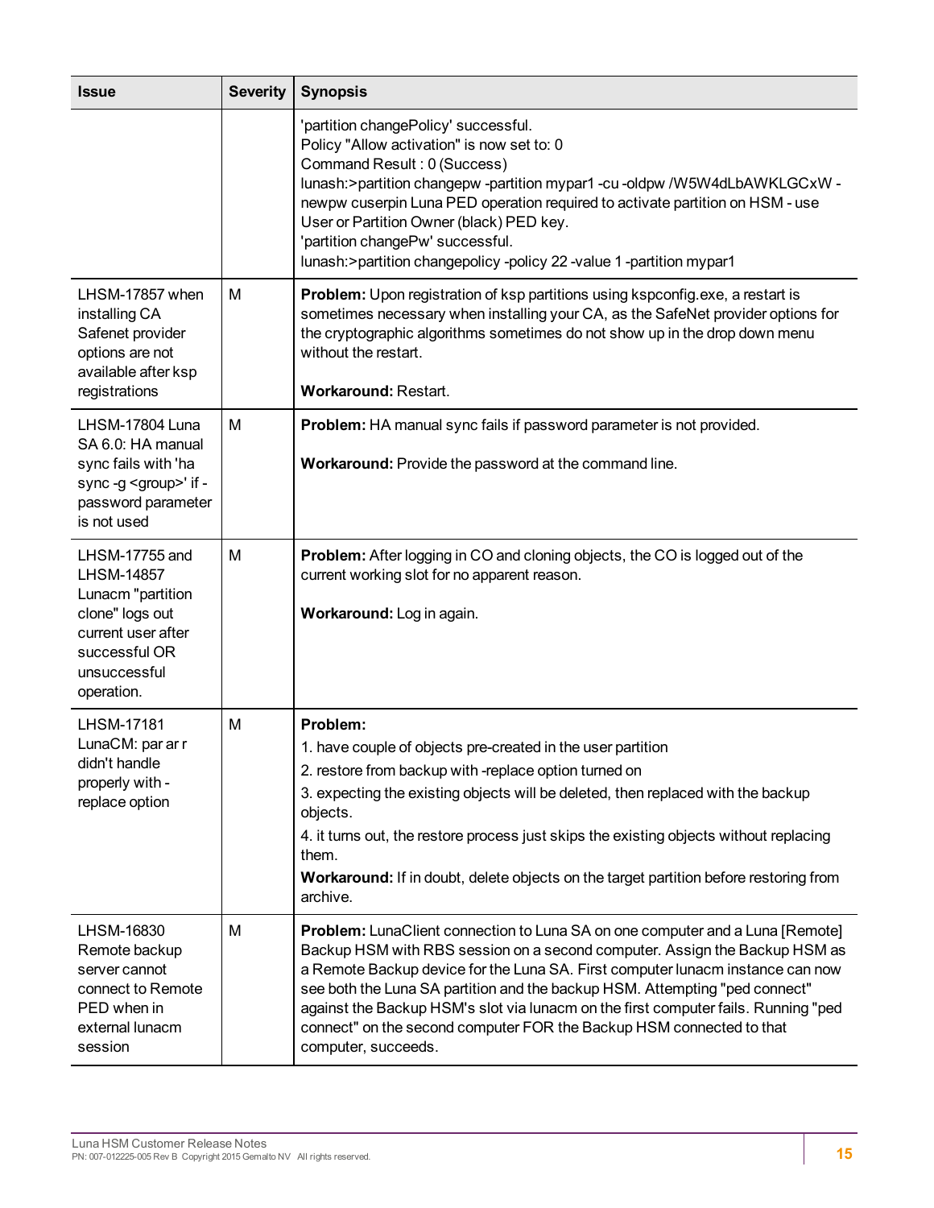| Issue | Severity | Synopsis |
|---|---|---|
| | | 'partition changePolicy' successful.<br>Policy "Allow activation" is now set to: 0<br>Command Result : 0 (Success)<br>lunash:>partition changepw -partition mypar1 -cu -oldpw /W5W4dLbAWKLGCxW -newpw cuserpin Luna PED operation required to activate partition on HSM - use User or Partition Owner (black) PED key.<br>'partition changePw' successful.<br>lunash:>partition changepolicy -policy 22 -value 1 -partition mypar1 |
| LHSM-17857 when installing CA Safenet provider options are not available after ksp registrations | M | **Problem:** Upon registration of ksp partitions using kspconfig.exe, a restart is sometimes necessary when installing your CA, as the SafeNet provider options for the cryptographic algorithms sometimes do not show up in the drop down menu without the restart.<br><br>**Workaround:** Restart. |
| LHSM-17804 Luna SA 6.0: HA manual sync fails with 'ha sync -g <group>' if -password parameter is not used | M | **Problem:** HA manual sync fails if password parameter is not provided.<br><br>**Workaround:** Provide the password at the command line. |
| LHSM-17755 and LHSM-14857 Lunacm "partition clone" logs out current user after successful OR unsuccessful operation. | M | **Problem:** After logging in CO and cloning objects, the CO is logged out of the current working slot for no apparent reason.<br><br>**Workaround:** Log in again. |
| LHSM-17181 LunaCM: par ar r didn't handle properly with -replace option | M | **Problem:**<br>1. have couple of objects pre-created in the user partition<br>2. restore from backup with -replace option turned on<br>3. expecting the existing objects will be deleted, then replaced with the backup objects.<br>4. it turns out, the restore process just skips the existing objects without replacing them.<br>**Workaround:** If in doubt, delete objects on the target partition before restoring from archive. |
| LHSM-16830 Remote backup server cannot connect to Remote PED when in external lunacm session | M | **Problem:** LunaClient connection to Luna SA on one computer and a Luna [Remote] Backup HSM with RBS session on a second computer. Assign the Backup HSM as a Remote Backup device for the Luna SA. First computer lunacm instance can now see both the Luna SA partition and the backup HSM. Attempting "ped connect" against the Backup HSM's slot via lunacm on the first computer fails. Running "ped connect" on the second computer FOR the Backup HSM connected to that computer, succeeds. |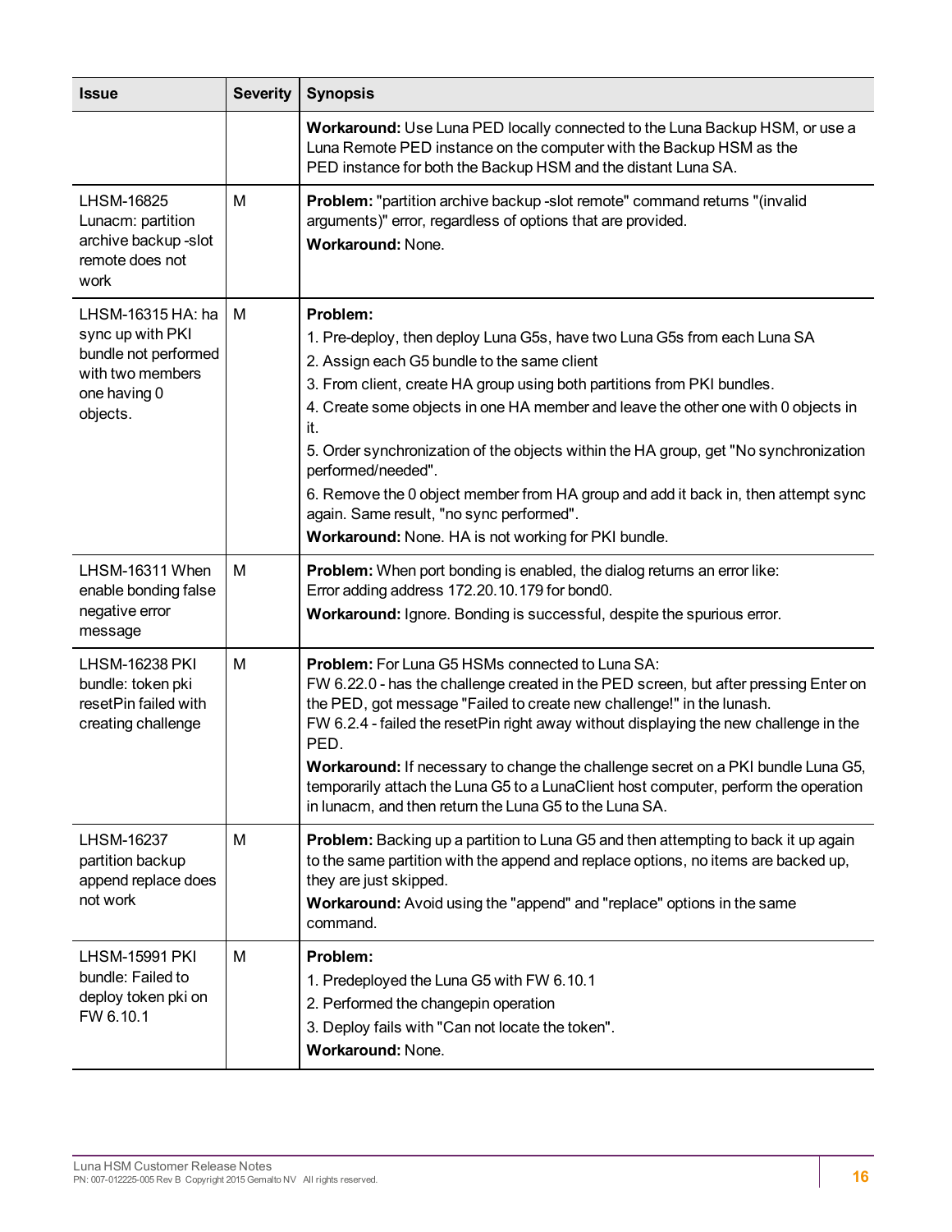| Issue | Severity | Synopsis |
|---|---|---|
| | | **Workaround:** Use Luna PED locally connected to the Luna Backup HSM, or use a Luna Remote PED instance on the computer with the Backup HSM as the PED instance for both the Backup HSM and the distant Luna SA. |
| LHSM-16825 Lunacm: partition archive backup -slot remote does not work | M | **Problem:** "partition archive backup -slot remote" command returns "(invalid arguments)" error, regardless of options that are provided.<br>**Workaround:** None. |
| LHSM-16315 HA: ha sync up with PKI bundle not performed with two members one having 0 objects. | M | **Problem:**<br>1. Pre-deploy, then deploy Luna G5s, have two Luna G5s from each Luna SA<br>2. Assign each G5 bundle to the same client<br>3. From client, create HA group using both partitions from PKI bundles.<br>4. Create some objects in one HA member and leave the other one with 0 objects in it.<br>5. Order synchronization of the objects within the HA group, get "No synchronization performed/needed".<br>6. Remove the 0 object member from HA group and add it back in, then attempt sync again. Same result, "no sync performed".<br>**Workaround:** None. HA is not working for PKI bundle. |
| LHSM-16311 When enable bonding false negative error message | M | **Problem:** When port bonding is enabled, the dialog returns an error like:<br>Error adding address 172.20.10.179 for bond0.<br>**Workaround:** Ignore. Bonding is successful, despite the spurious error. |
| LHSM-16238 PKI bundle: token pki resetPin failed with creating challenge | M | **Problem:** For Luna G5 HSMs connected to Luna SA:<br>FW 6.22.0 - has the challenge created in the PED screen, but after pressing Enter on the PED, got message "Failed to create new challenge!" in the lunash.<br>FW 6.2.4 - failed the resetPin right away without displaying the new challenge in the PED.<br>**Workaround:** If necessary to change the challenge secret on a PKI bundle Luna G5, temporarily attach the Luna G5 to a LunaClient host computer, perform the operation in lunacm, and then return the Luna G5 to the Luna SA. |
| LHSM-16237 partition backup append replace does not work | M | **Problem:** Backing up a partition to Luna G5 and then attempting to back it up again to the same partition with the append and replace options, no items are backed up, they are just skipped.<br>**Workaround:** Avoid using the "append" and "replace" options in the same command. |
| LHSM-15991 PKI bundle: Failed to deploy token pki on FW 6.10.1 | M | **Problem:**<br>1. Predeployed the Luna G5 with FW 6.10.1<br>2. Performed the changepin operation<br>3. Deploy fails with "Can not locate the token".<br>**Workaround:** None. |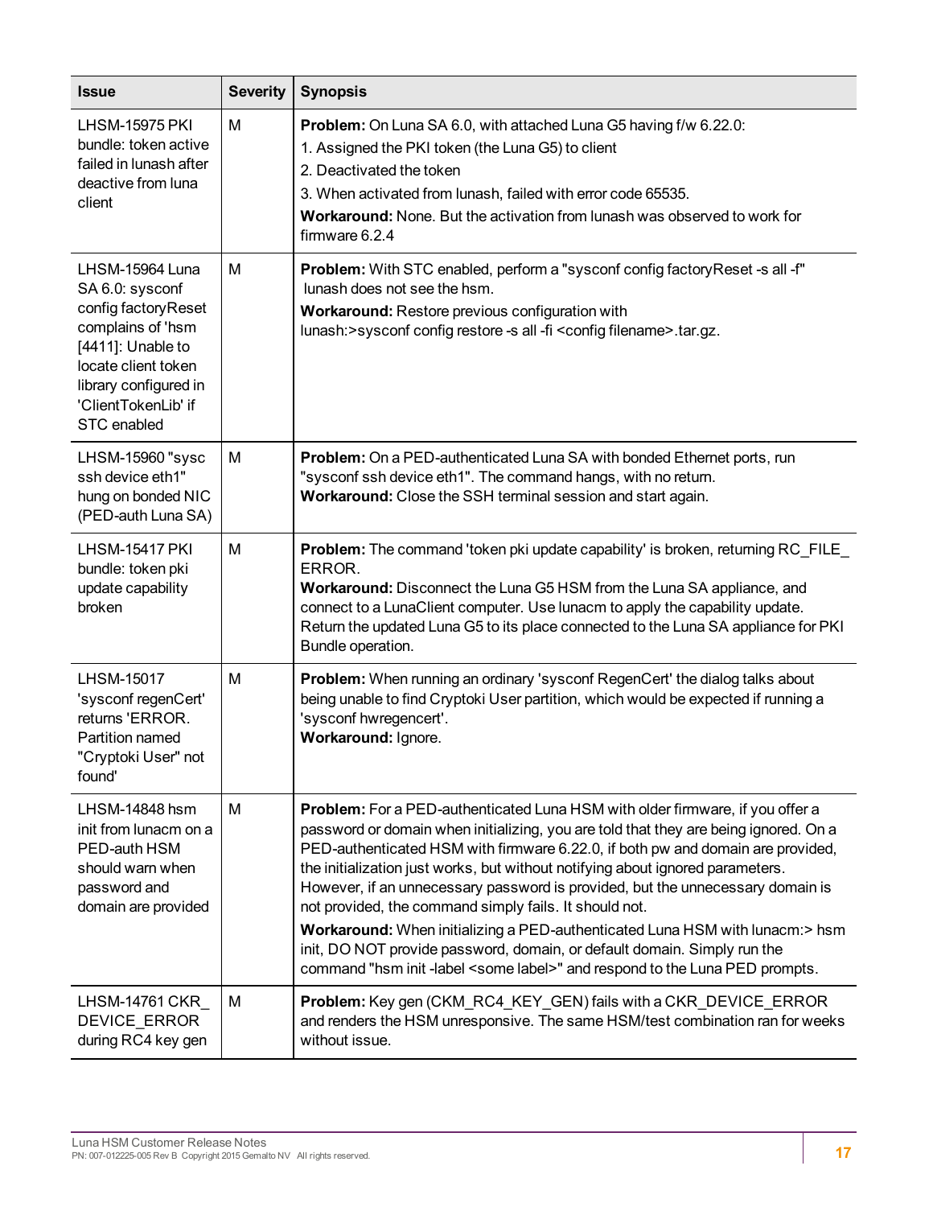| Issue | Severity | Synopsis |
|---|---|---|
| LHSM-15975 PKI bundle: token active failed in lunash after deactive from luna client | M | **Problem:** On Luna SA 6.0, with attached Luna G5 having f/w 6.22.0:<br>1. Assigned the PKI token (the Luna G5) to client<br>2. Deactivated the token<br>3. When activated from lunash, failed with error code 65535.<br>**Workaround:** None. But the activation from lunash was observed to work for firmware 6.2.4 |
| LHSM-15964 Luna SA 6.0: sysconf config factoryReset complains of 'hsm [4411]: Unable to locate client token library configured in 'ClientTokenLib' if STC enabled | M | **Problem:** With STC enabled, perform a "sysconf config factoryReset -s all -f" lunash does not see the hsm.<br>**Workaround:** Restore previous configuration with lunash:>sysconf config restore -s all -fi <config filename>.tar.gz. |
| LHSM-15960 "sysc ssh device eth1" hung on bonded NIC (PED-auth Luna SA) | M | **Problem:** On a PED-authenticated Luna SA with bonded Ethernet ports, run "sysconf ssh device eth1". The command hangs, with no return.<br>**Workaround:** Close the SSH terminal session and start again. |
| LHSM-15417 PKI bundle: token pki update capability broken | M | **Problem:** The command 'token pki update capability' is broken, returning RC_FILE_ERROR.<br>**Workaround:** Disconnect the Luna G5 HSM from the Luna SA appliance, and connect to a LunaClient computer. Use lunacm to apply the capability update. Return the updated Luna G5 to its place connected to the Luna SA appliance for PKI Bundle operation. |
| LHSM-15017 'sysconf regenCert' returns 'ERROR. Partition named "Cryptoki User" not found' | M | **Problem:** When running an ordinary 'sysconf RegenCert' the dialog talks about being unable to find Cryptoki User partition, which would be expected if running a 'sysconf hwregencert'.<br>**Workaround:** Ignore. |
| LHSM-14848 hsm init from lunacm on a PED-auth HSM should warn when password and domain are provided | M | **Problem:** For a PED-authenticated Luna HSM with older firmware, if you offer a password or domain when initializing, you are told that they are being ignored. On a PED-authenticated HSM with firmware 6.22.0, if both pw and domain are provided, the initialization just works, but without notifying about ignored parameters. However, if an unnecessary password is provided, but the unnecessary domain is not provided, the command simply fails. It should not.<br>**Workaround:** When initializing a PED-authenticated Luna HSM with lunacm:> hsm init, DO NOT provide password, domain, or default domain. Simply run the command "hsm init -label <some label>" and respond to the Luna PED prompts. |
| LHSM-14761 CKR_DEVICE_ERROR during RC4 key gen | M | **Problem:** Key gen (CKM_RC4_KEY_GEN) fails with a CKR_DEVICE_ERROR and renders the HSM unresponsive. The same HSM/test combination ran for weeks without issue. |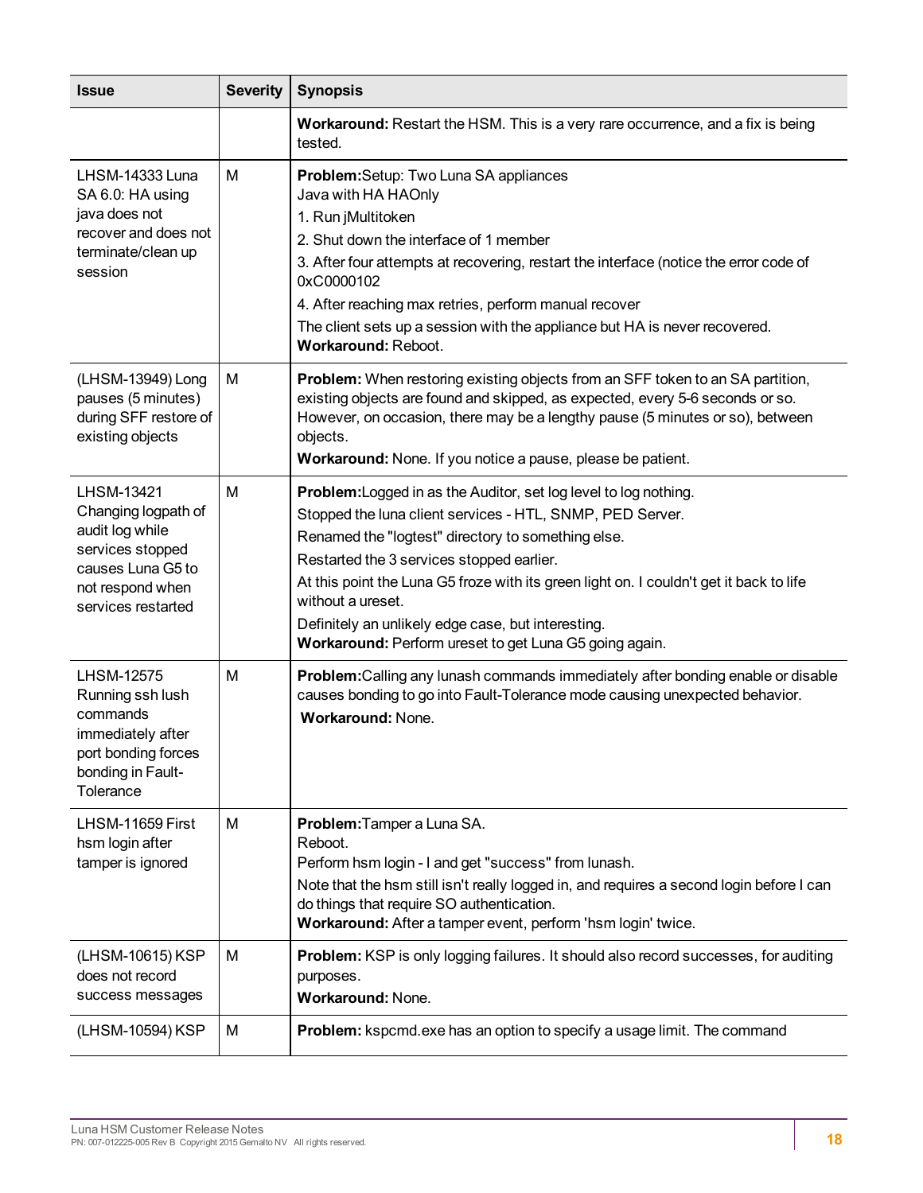| Issue | Severity | Synopsis |
| --- | --- | --- |
| | | **Workaround:** Restart the HSM. This is a very rare occurrence, and a fix is being tested. |
| LHSM-14333 Luna SA 6.0: HA using java does not recover and does not terminate/clean up session | M | **Problem:**Setup: Two Luna SA appliances<br>Java with HA HAOnly<br>1. Run jMultitoken<br>2. Shut down the interface of 1 member<br>3. After four attempts at recovering, restart the interface (notice the error code of 0xC0000102<br>4. After reaching max retries, perform manual recover<br>The client sets up a session with the appliance but HA is never recovered.<br>**Workaround:** Reboot. |
| (LHSM-13949) Long pauses (5 minutes) during SFF restore of existing objects | M | **Problem:** When restoring existing objects from an SFF token to an SA partition, existing objects are found and skipped, as expected, every 5-6 seconds or so. However, on occasion, there may be a lengthy pause (5 minutes or so), between objects.<br>**Workaround:** None. If you notice a pause, please be patient. |
| LHSM-13421 Changing logpath of audit log while services stopped causes Luna G5 to not respond when services restarted | M | **Problem:**Logged in as the Auditor, set log level to log nothing.<br>Stopped the luna client services - HTL, SNMP, PED Server.<br>Renamed the "logtest" directory to something else.<br>Restarted the 3 services stopped earlier.<br>At this point the Luna G5 froze with its green light on. I couldn't get it back to life without a ureset.<br>Definitely an unlikely edge case, but interesting.<br>**Workaround:** Perform ureset to get Luna G5 going again. |
| LHSM-12575 Running ssh lush commands immediately after port bonding forces bonding in Fault-Tolerance | M | **Problem:**Calling any lunash commands immediately after bonding enable or disable causes bonding to go into Fault-Tolerance mode causing unexpected behavior.<br>**Workaround:** None. |
| LHSM-11659 First hsm login after tamper is ignored | M | **Problem:**Tamper a Luna SA.<br>Reboot.<br>Perform hsm login - I and get "success" from lunash.<br>Note that the hsm still isn't really logged in, and requires a second login before I can do things that require SO authentication.<br>**Workaround:** After a tamper event, perform 'hsm login' twice. |
| (LHSM-10615) KSP does not record success messages | M | **Problem:** KSP is only logging failures. It should also record successes, for auditing purposes.<br>**Workaround:** None. |
| (LHSM-10594) KSP | M | **Problem:** kspcmd.exe has an option to specify a usage limit. The command |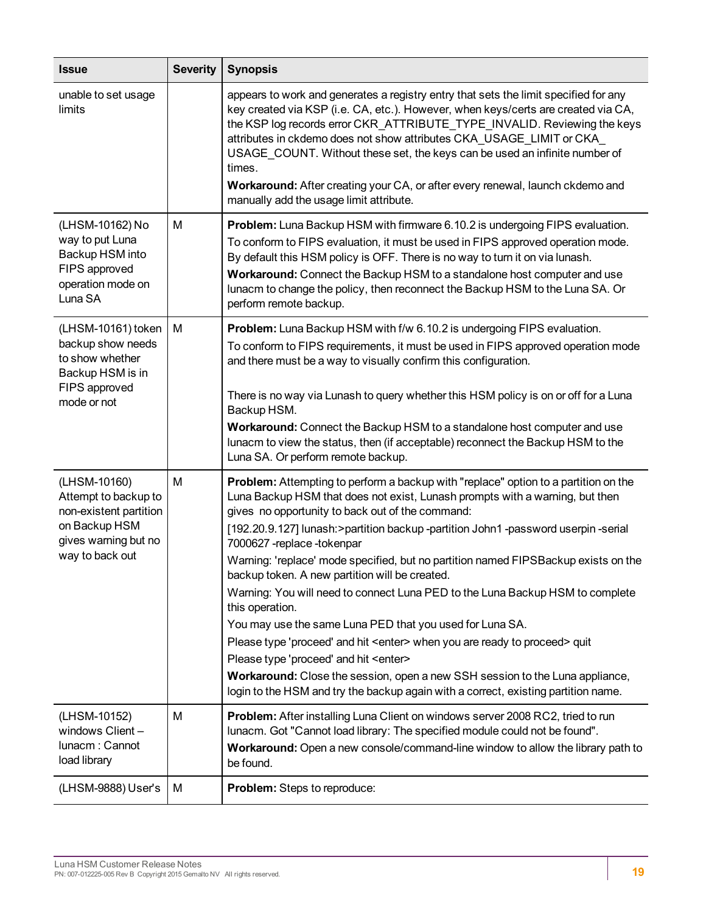| Issue | Severity | Synopsis |
|---|---|---|
| unable to set usage limits | | appears to work and generates a registry entry that sets the limit specified for any key created via KSP (i.e. CA, etc.). However, when keys/certs are created via CA, the KSP log records error CKR_ATTRIBUTE_TYPE_INVALID. Reviewing the keys attributes in ckdemo does not show attributes CKA_USAGE_LIMIT or CKA_ USAGE_COUNT. Without these set, the keys can be used an infinite number of times.<br>**Workaround:** After creating your CA, or after every renewal, launch ckdemo and manually add the usage limit attribute. |
| (LHSM-10162) No way to put Luna Backup HSM into FIPS approved operation mode on Luna SA | M | **Problem:** Luna Backup HSM with firmware 6.10.2 is undergoing FIPS evaluation.<br>To conform to FIPS evaluation, it must be used in FIPS approved operation mode. By default this HSM policy is OFF. There is no way to turn it on via lunash.<br>**Workaround:** Connect the Backup HSM to a standalone host computer and use lunacm to change the policy, then reconnect the Backup HSM to the Luna SA. Or perform remote backup. |
| (LHSM-10161) token backup show needs to show whether Backup HSM is in FIPS approved mode or not | M | **Problem:** Luna Backup HSM with f/w 6.10.2 is undergoing FIPS evaluation.<br>To conform to FIPS requirements, it must be used in FIPS approved operation mode and there must be a way to visually confirm this configuration.<br><br>There is no way via Lunash to query whether this HSM policy is on or off for a Luna Backup HSM.<br>**Workaround:** Connect the Backup HSM to a standalone host computer and use lunacm to view the status, then (if acceptable) reconnect the Backup HSM to the Luna SA. Or perform remote backup. |
| (LHSM-10160) Attempt to backup to non-existent partition on Backup HSM gives warning but no way to back out | M | **Problem:** Attempting to perform a backup with "replace" option to a partition on the Luna Backup HSM that does not exist, Lunash prompts with a warning, but then gives no opportunity to back out of the command:<br>[192.20.9.127] lunash:>partition backup -partition John1 -password userpin -serial 7000627 -replace -tokenpar<br>Warning: 'replace' mode specified, but no partition named FIPSBackup exists on the backup token. A new partition will be created.<br>Warning: You will need to connect Luna PED to the Luna Backup HSM to complete this operation.<br>You may use the same Luna PED that you used for Luna SA.<br>Please type 'proceed' and hit <enter> when you are ready to proceed> quit<br>Please type 'proceed' and hit <enter><br>**Workaround:** Close the session, open a new SSH session to the Luna appliance, login to the HSM and try the backup again with a correct, existing partition name. |
| (LHSM-10152) windows Client – lunacm : Cannot load library | M | **Problem:** After installing Luna Client on windows server 2008 RC2, tried to run lunacm. Got "Cannot load library: The specified module could not be found".<br>**Workaround:** Open a new console/command-line window to allow the library path to be found. |
| (LHSM-9888) User's | M | **Problem:** Steps to reproduce: |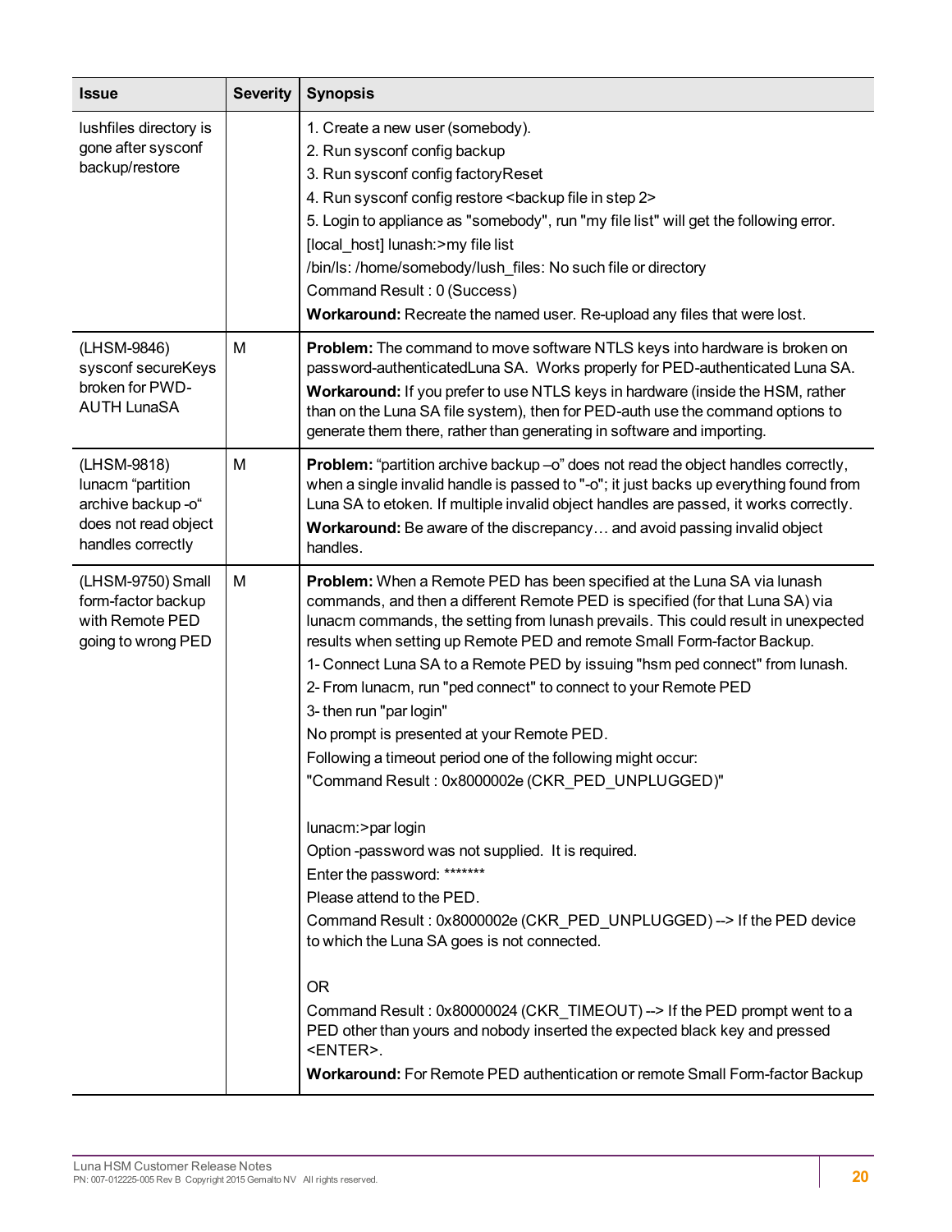| Issue | Severity | Synopsis |
|---|---|---|
| lushfiles directory is gone after sysconf backup/restore | | 1. Create a new user (somebody).<br>2. Run sysconf config backup<br>3. Run sysconf config factoryReset<br>4. Run sysconf config restore <backup file in step 2><br>5. Login to appliance as "somebody", run "my file list" will get the following error.<br>[local_host] lunash:>my file list<br>/bin/ls: /home/somebody/lush_files: No such file or directory<br>Command Result : 0 (Success)<br>**Workaround:** Recreate the named user. Re-upload any files that were lost. |
| (LHSM-9846) sysconf secureKeys broken for PWD-AUTH LunaSA | M | **Problem:** The command to move software NTLS keys into hardware is broken on password-authenticatedLuna SA. Works properly for PED-authenticated Luna SA.<br>**Workaround:** If you prefer to use NTLS keys in hardware (inside the HSM, rather than on the Luna SA file system), then for PED-auth use the command options to generate them there, rather than generating in software and importing. |
| (LHSM-9818) lunacm "partition archive backup -o" does not read object handles correctly | M | **Problem:** "partition archive backup –o" does not read the object handles correctly, when a single invalid handle is passed to "-o"; it just backs up everything found from Luna SA to etoken. If multiple invalid object handles are passed, it works correctly.<br>**Workaround:** Be aware of the discrepancy… and avoid passing invalid object handles. |
| (LHSM-9750) Small form-factor backup with Remote PED going to wrong PED | M | **Problem:** When a Remote PED has been specified at the Luna SA via lunash commands, and then a different Remote PED is specified (for that Luna SA) via lunacm commands, the setting from lunash prevails. This could result in unexpected results when setting up Remote PED and remote Small Form-factor Backup.<br>1- Connect Luna SA to a Remote PED by issuing "hsm ped connect" from lunash.<br>2- From lunacm, run "ped connect" to connect to your Remote PED<br>3- then run "par login"<br>No prompt is presented at your Remote PED.<br>Following a timeout period one of the following might occur:<br>"Command Result : 0x8000002e (CKR_PED_UNPLUGGED)"<br><br>lunacm:>par login<br>Option -password was not supplied. It is required.<br>Enter the password: *******<br>Please attend to the PED.<br>Command Result : 0x8000002e (CKR_PED_UNPLUGGED) --> If the PED device to which the Luna SA goes is not connected.<br><br>OR<br>Command Result : 0x80000024 (CKR_TIMEOUT) --> If the PED prompt went to a PED other than yours and nobody inserted the expected black key and pressed <ENTER>.<br>**Workaround:** For Remote PED authentication or remote Small Form-factor Backup |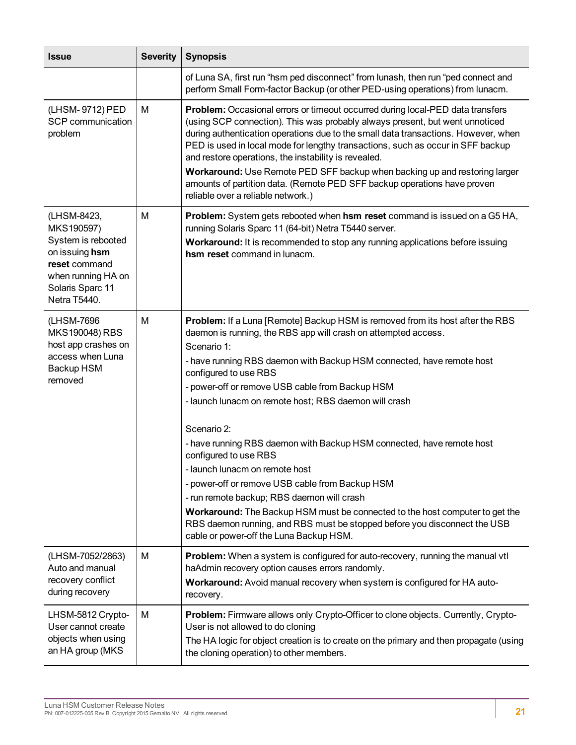| Issue | Severity | Synopsis |
|---|---|---|
| | | of Luna SA, first run “hsm ped disconnect” from lunash, then run “ped connect and perform Small Form-factor Backup (or other PED-using operations) from lunacm. |
| (LHSM- 9712) PED SCP communication problem | M | **Problem:** Occasional errors or timeout occurred during local-PED data transfers (using SCP connection). This was probably always present, but went unnoticed during authentication operations due to the small data transactions. However, when PED is used in local mode for lengthy transactions, such as occur in SFF backup and restore operations, the instability is revealed.<br>**Workaround:** Use Remote PED SFF backup when backing up and restoring larger amounts of partition data. (Remote PED SFF backup operations have proven reliable over a reliable network.) |
| (LHSM-8423, MKS190597) System is rebooted on issuing **hsm reset** command when running HA on Solaris Sparc 11 Netra T5440. | M | **Problem:** System gets rebooted when **hsm reset** command is issued on a G5 HA, running Solaris Sparc 11 (64-bit) Netra T5440 server.<br>**Workaround:** It is recommended to stop any running applications before issuing **hsm reset** command in lunacm. |
| (LHSM-7696 MKS190048) RBS host app crashes on access when Luna Backup HSM removed | M | **Problem:** If a Luna [Remote] Backup HSM is removed from its host after the RBS daemon is running, the RBS app will crash on attempted access.<br>Scenario 1:<br>- have running RBS daemon with Backup HSM connected, have remote host configured to use RBS<br>- power-off or remove USB cable from Backup HSM<br>- launch lunacm on remote host; RBS daemon will crash<br><br>Scenario 2:<br>- have running RBS daemon with Backup HSM connected, have remote host configured to use RBS<br>- launch lunacm on remote host<br>- power-off or remove USB cable from Backup HSM<br>- run remote backup; RBS daemon will crash<br>**Workaround:** The Backup HSM must be connected to the host computer to get the RBS daemon running, and RBS must be stopped before you disconnect the USB cable or power-off the Luna Backup HSM. |
| (LHSM-7052/2863) Auto and manual recovery conflict during recovery | M | **Problem:** When a system is configured for auto-recovery, running the manual vtl haAdmin recovery option causes errors randomly.<br>**Workaround:** Avoid manual recovery when system is configured for HA auto-recovery. |
| LHSM-5812 Crypto-User cannot create objects when using an HA group (MKS | M | **Problem:** Firmware allows only Crypto-Officer to clone objects. Currently, Crypto-User is not allowed to do cloning<br>The HA logic for object creation is to create on the primary and then propagate (using the cloning operation) to other members. |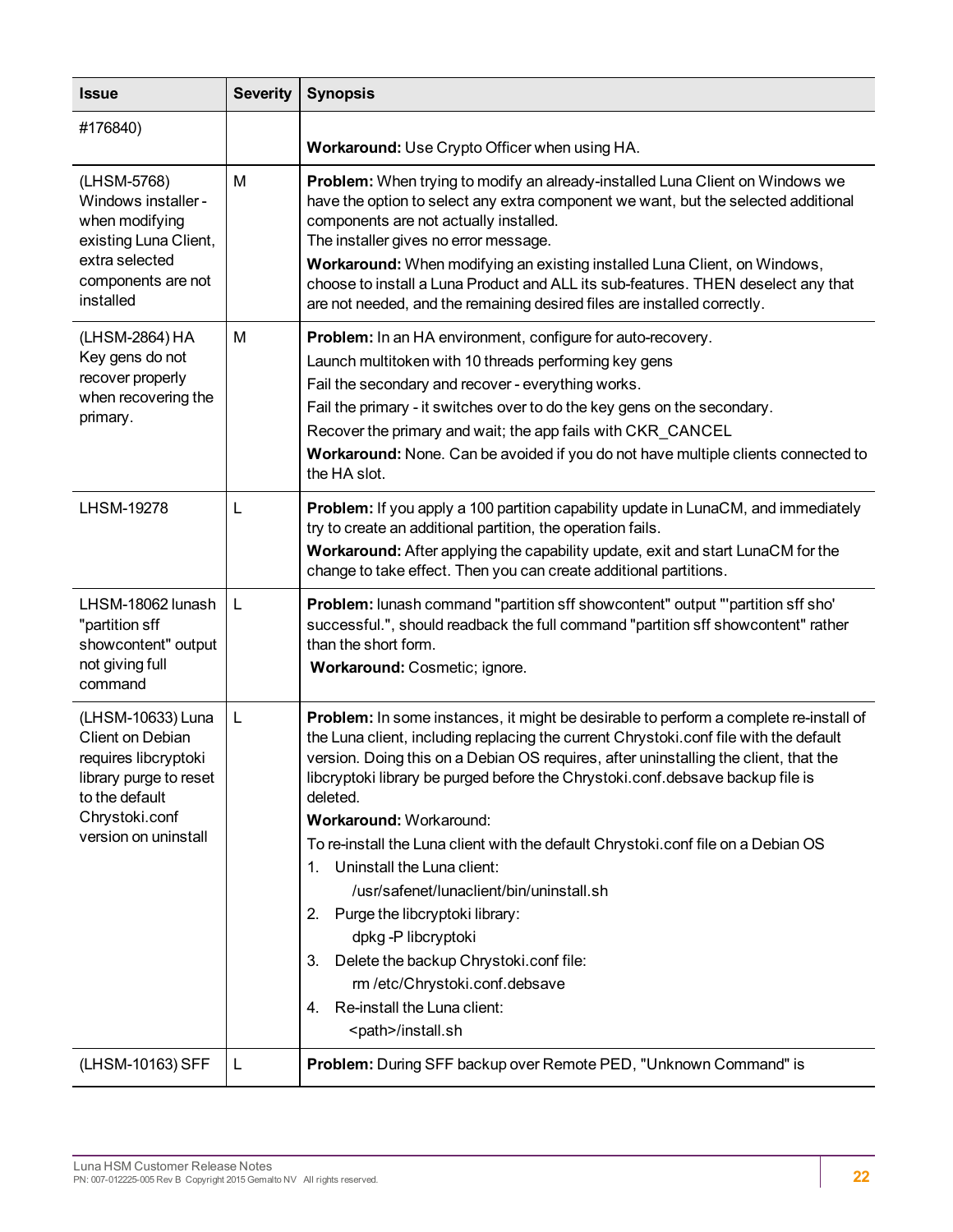| Issue | Severity | Synopsis |
|---|---|---|
| #176840) | | **Workaround:** Use Crypto Officer when using HA. |
| (LHSM-5768) Windows installer - when modifying existing Luna Client, extra selected components are not installed | M | **Problem:** When trying to modify an already-installed Luna Client on Windows we have the option to select any extra component we want, but the selected additional components are not actually installed.<br>The installer gives no error message.<br>**Workaround:** When modifying an existing installed Luna Client, on Windows, choose to install a Luna Product and ALL its sub-features. THEN deselect any that are not needed, and the remaining desired files are installed correctly. |
| (LHSM-2864) HA Key gens do not recover properly when recovering the primary. | M | **Problem:** In an HA environment, configure for auto-recovery.<br>Launch multitoken with 10 threads performing key gens<br>Fail the secondary and recover - everything works.<br>Fail the primary - it switches over to do the key gens on the secondary.<br>Recover the primary and wait; the app fails with CKR_CANCEL<br>**Workaround:** None. Can be avoided if you do not have multiple clients connected to the HA slot. |
| LHSM-19278 | L | **Problem:** If you apply a 100 partition capability update in LunaCM, and immediately try to create an additional partition, the operation fails.<br>**Workaround:** After applying the capability update, exit and start LunaCM for the change to take effect. Then you can create additional partitions. |
| LHSM-18062 lunash "partition sff showcontent" output not giving full command | L | **Problem:** lunash command "partition sff showcontent" output "'partition sff sho' successful.", should readback the full command "partition sff showcontent" rather than the short form.<br>**Workaround:** Cosmetic; ignore. |
| (LHSM-10633) Luna Client on Debian requires libcryptoki library purge to reset to the default Chrystoki.conf version on uninstall | L | **Problem:** In some instances, it might be desirable to perform a complete re-install of the Luna client, including replacing the current Chrystoki.conf file with the default version. Doing this on a Debian OS requires, after uninstalling the client, that the libcryptoki library be purged before the Chrystoki.conf.debsave backup file is deleted.<br>**Workaround:** Workaround:<br>To re-install the Luna client with the default Chrystoki.conf file on a Debian OS<br>1. Uninstall the Luna client:<br>/usr/safenet/lunaclient/bin/uninstall.sh<br>2. Purge the libcryptoki library:<br>dpkg -P libcryptoki<br>3. Delete the backup Chrystoki.conf file:<br>rm /etc/Chrystoki.conf.debsave<br>4. Re-install the Luna client:<br><path>/install.sh |
| (LHSM-10163) SFF | L | **Problem:** During SFF backup over Remote PED, "Unknown Command" is |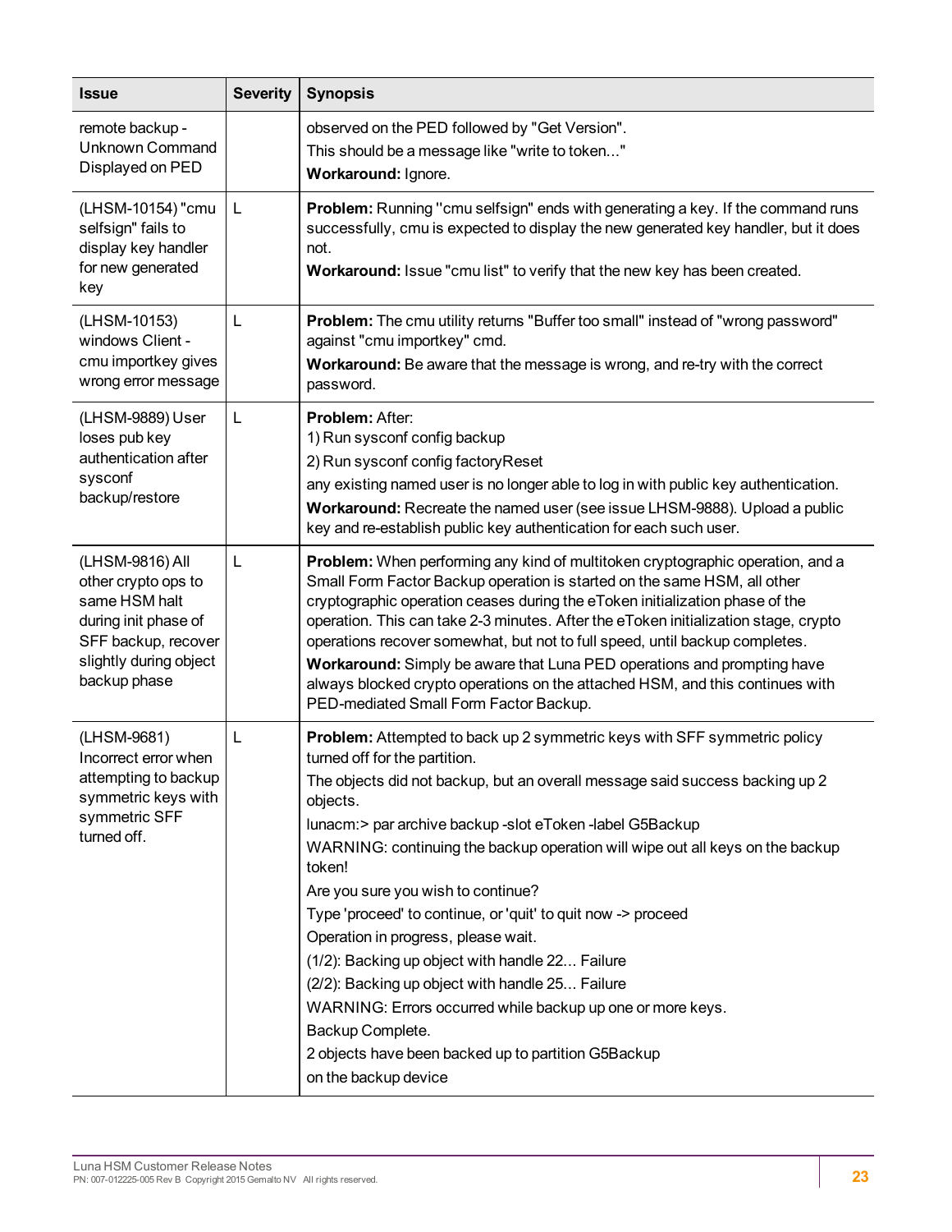| Issue | Severity | Synopsis |
| --- | --- | --- |
| remote backup - Unknown Command Displayed on PED | | observed on the PED followed by "Get Version".<br>This should be a message like "write to token..."<br>**Workaround:** Ignore. |
| (LHSM-10154) "cmu selfsign" fails to display key handler for new generated key | L | **Problem:** Running "cmu selfsign" ends with generating a key. If the command runs successfully, cmu is expected to display the new generated key handler, but it does not.<br>**Workaround:** Issue "cmu list" to verify that the new key has been created. |
| (LHSM-10153) windows Client - cmu importkey gives wrong error message | L | **Problem:** The cmu utility returns "Buffer too small" instead of "wrong password" against "cmu importkey" cmd.<br>**Workaround:** Be aware that the message is wrong, and re-try with the correct password. |
| (LHSM-9889) User loses pub key authentication after sysconf backup/restore | L | **Problem:** After:<br>1) Run sysconf config backup<br>2) Run sysconf config factoryReset<br>any existing named user is no longer able to log in with public key authentication.<br>**Workaround:** Recreate the named user (see issue LHSM-9888). Upload a public key and re-establish public key authentication for each such user. |
| (LHSM-9816) All other crypto ops to same HSM halt during init phase of SFF backup, recover slightly during object backup phase | L | **Problem:** When performing any kind of multitoken cryptographic operation, and a Small Form Factor Backup operation is started on the same HSM, all other cryptographic operation ceases during the eToken initialization phase of the operation. This can take 2-3 minutes. After the eToken initialization stage, crypto operations recover somewhat, but not to full speed, until backup completes.<br>**Workaround:** Simply be aware that Luna PED operations and prompting have always blocked crypto operations on the attached HSM, and this continues with PED-mediated Small Form Factor Backup. |
| (LHSM-9681) Incorrect error when attempting to backup symmetric keys with symmetric SFF turned off. | L | **Problem:** Attempted to back up 2 symmetric keys with SFF symmetric policy turned off for the partition.<br>The objects did not backup, but an overall message said success backing up 2 objects.<br>lunacm:> par archive backup -slot eToken -label G5Backup<br>WARNING: continuing the backup operation will wipe out all keys on the backup token!<br>Are you sure you wish to continue?<br>Type 'proceed' to continue, or 'quit' to quit now -> proceed<br>Operation in progress, please wait.<br>(1/2): Backing up object with handle 22... Failure<br>(2/2): Backing up object with handle 25... Failure<br>WARNING: Errors occurred while backup up one or more keys.<br>Backup Complete.<br>2 objects have been backed up to partition G5Backup<br>on the backup device |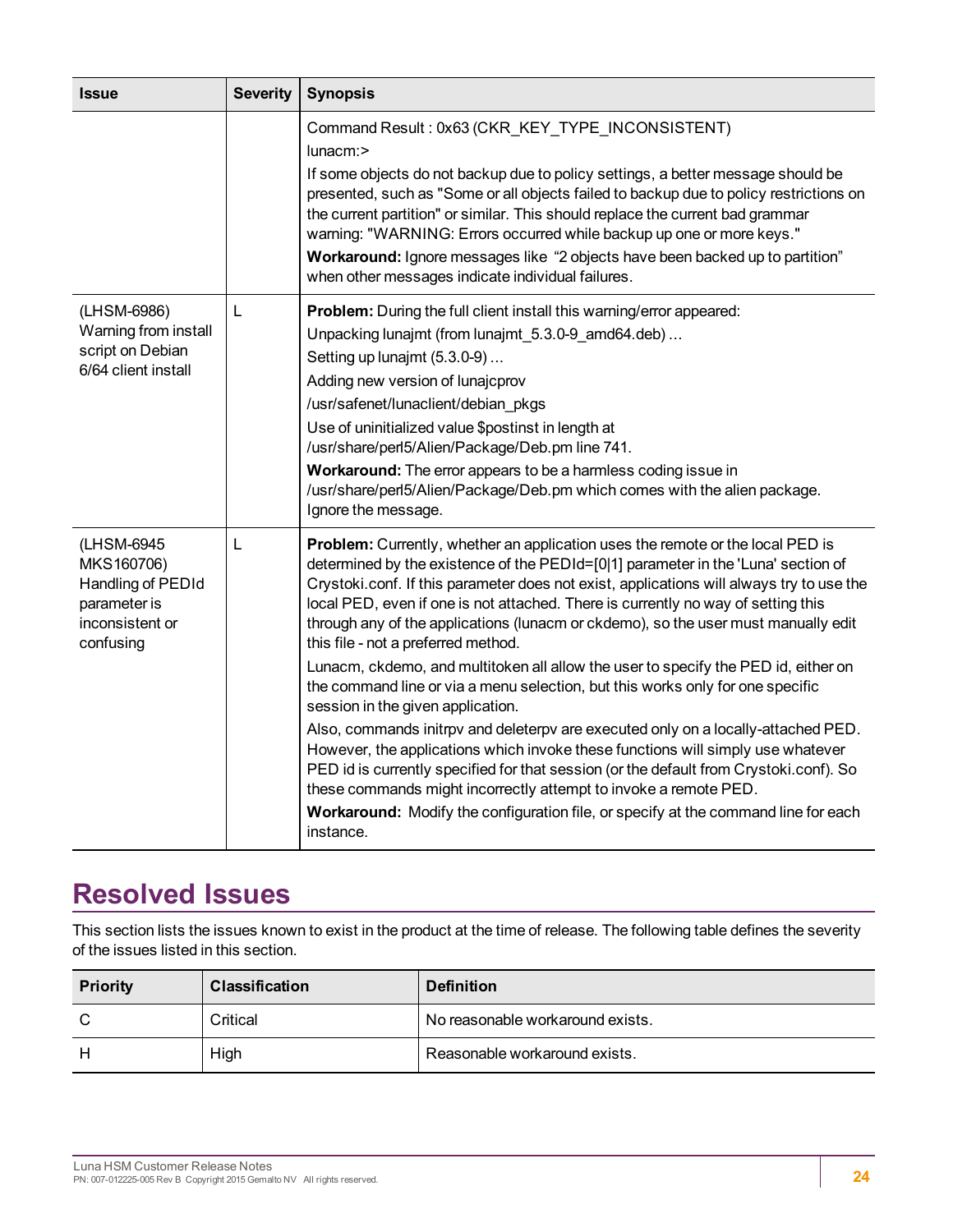| Issue | Severity | Synopsis |
|---|---|---|
| | | Command Result : 0x63 (CKR_KEY_TYPE_INCONSISTENT)<br>lunacm:><br>If some objects do not backup due to policy settings, a better message should be presented, such as "Some or all objects failed to backup due to policy restrictions on the current partition" or similar. This should replace the current bad grammar warning: "WARNING: Errors occurred while backup up one or more keys."<br>**Workaround:** Ignore messages like "2 objects have been backed up to partition" when other messages indicate individual failures. |
| (LHSM-6986) Warning from install script on Debian 6/64 client install | L | **Problem:** During the full client install this warning/error appeared:<br>Unpacking lunajmt (from lunajmt_5.3.0-9_amd64.deb) ...<br>Setting up lunajmt (5.3.0-9) ...<br>Adding new version of lunajcprov<br>/usr/safenet/lunaclient/debian_pkgs<br>Use of uninitialized value $postinst in length at /usr/share/perl5/Alien/Package/Deb.pm line 741.<br>**Workaround:** The error appears to be a harmless coding issue in /usr/share/perl5/Alien/Package/Deb.pm which comes with the alien package. Ignore the message. |
| (LHSM-6945 MKS160706) Handling of PEDId parameter is inconsistent or confusing | L | **Problem:** Currently, whether an application uses the remote or the local PED is determined by the existence of the PEDId=[0\|1] parameter in the 'Luna' section of Crystoki.conf. If this parameter does not exist, applications will always try to use the local PED, even if one is not attached. There is currently no way of setting this through any of the applications (lunacm or ckdemo), so the user must manually edit this file - not a preferred method.<br>Lunacm, ckdemo, and multitoken all allow the user to specify the PED id, either on the command line or via a menu selection, but this works only for one specific session in the given application.<br>Also, commands initrpv and deleterpv are executed only on a locally-attached PED. However, the applications which invoke these functions will simply use whatever PED id is currently specified for that session (or the default from Crystoki.conf). So these commands might incorrectly attempt to invoke a remote PED.<br>**Workaround:** Modify the configuration file, or specify at the command line for each instance. |

# Resolved Issues

This section lists the issues known to exist in the product at the time of release. The following table defines the severity of the issues listed in this section.

| Priority | Classification | Definition |
|---|---|---|
| C | Critical | No reasonable workaround exists. |
| H | High | Reasonable workaround exists. |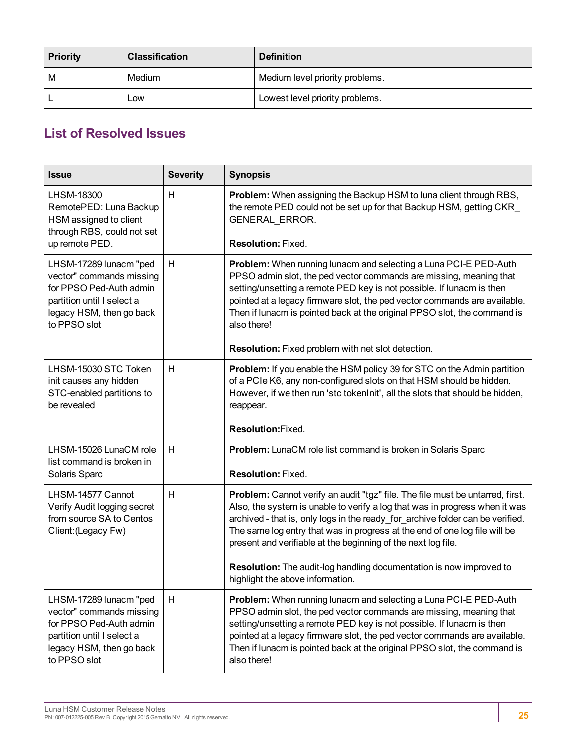| Priority | Classification | Definition |
| --- | --- | --- |
| M | Medium | Medium level priority problems. |
| L | Low | Lowest level priority problems. |

## List of Resolved Issues

| Issue | Severity | Synopsis |
| --- | --- | --- |
| LHSM-18300 RemotePED: Luna Backup HSM assigned to client through RBS, could not set up remote PED. | H | **Problem:** When assigning the Backup HSM to luna client through RBS, the remote PED could not be set up for that Backup HSM, getting CKR_GENERAL_ERROR.<br><br>**Resolution:** Fixed. |
| LHSM-17289 lunacm "ped vector" commands missing for PPSO Ped-Auth admin partition until I select a legacy HSM, then go back to PPSO slot | H | **Problem:** When running lunacm and selecting a Luna PCI-E PED-Auth PPSO admin slot, the ped vector commands are missing, meaning that setting/unsetting a remote PED key is not possible. If lunacm is then pointed at a legacy firmware slot, the ped vector commands are available. Then if lunacm is pointed back at the original PPSO slot, the command is also there!<br><br>**Resolution:** Fixed problem with net slot detection. |
| LHSM-15030 STC Token init causes any hidden STC-enabled partitions to be revealed | H | **Problem:** If you enable the HSM policy 39 for STC on the Admin partition of a PCIe K6, any non-configured slots on that HSM should be hidden. However, if we then run 'stc tokenInit', all the slots that should be hidden, reappear.<br><br>**Resolution:**Fixed. |
| LHSM-15026 LunaCM role list command is broken in Solaris Sparc | H | **Problem:** LunaCM role list command is broken in Solaris Sparc<br><br>**Resolution:** Fixed. |
| LHSM-14577 Cannot Verify Audit logging secret from source SA to Centos Client:(Legacy Fw) | H | **Problem:** Cannot verify an audit "tgz" file. The file must be untarred, first. Also, the system is unable to verify a log that was in progress when it was archived - that is, only logs in the ready_for_archive folder can be verified. The same log entry that was in progress at the end of one log file will be present and verifiable at the beginning of the next log file.<br><br>**Resolution:** The audit-log handling documentation is now improved to highlight the above information. |
| LHSM-17289 lunacm "ped vector" commands missing for PPSO Ped-Auth admin partition until I select a legacy HSM, then go back to PPSO slot | H | **Problem:** When running lunacm and selecting a Luna PCI-E PED-Auth PPSO admin slot, the ped vector commands are missing, meaning that setting/unsetting a remote PED key is not possible. If lunacm is then pointed at a legacy firmware slot, the ped vector commands are available. Then if lunacm is pointed back at the original PPSO slot, the command is also there! |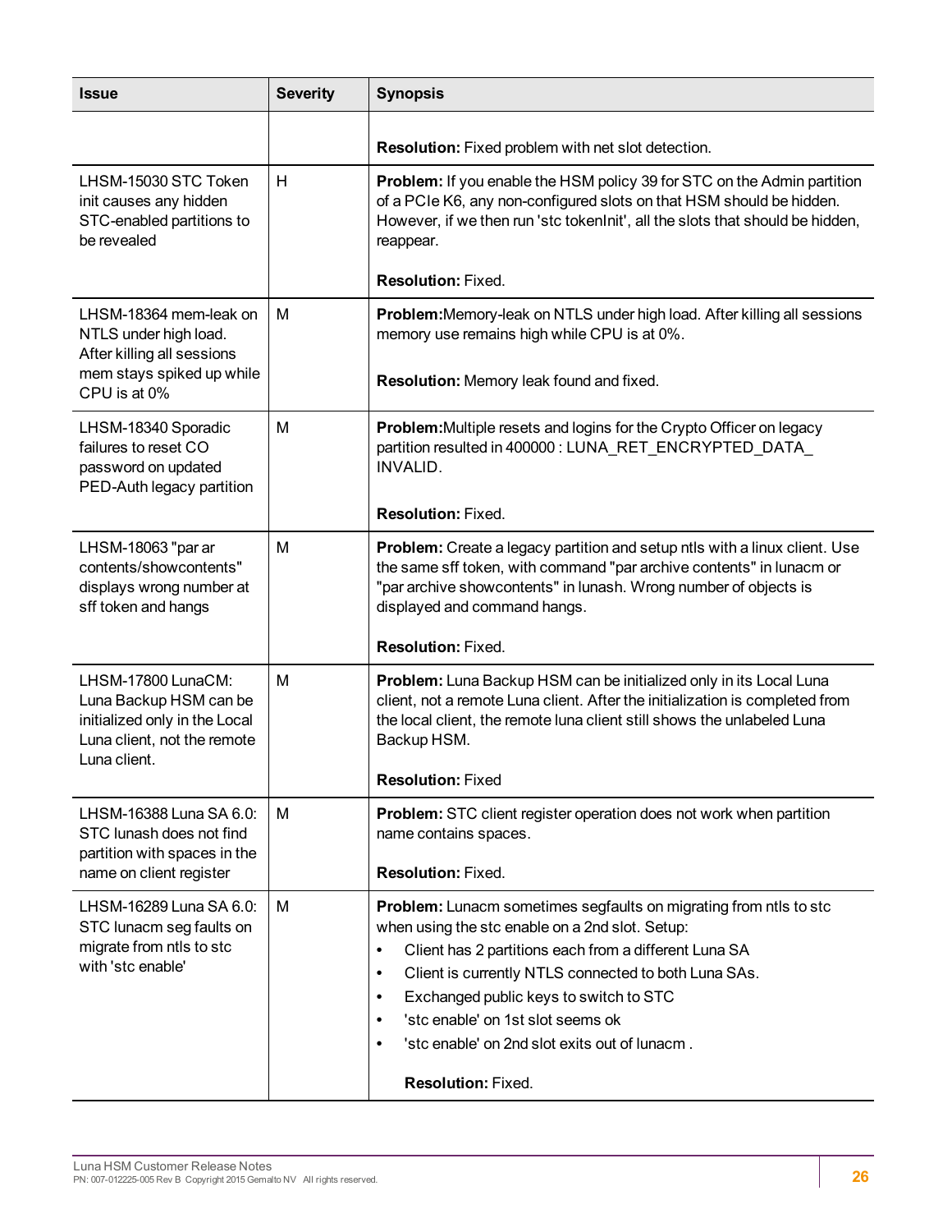| Issue | Severity | Synopsis |
|---|---|---|
| | | **Resolution:** Fixed problem with net slot detection. |
| LHSM-15030 STC Token init causes any hidden STC-enabled partitions to be revealed | H | **Problem:** If you enable the HSM policy 39 for STC on the Admin partition of a PCIe K6, any non-configured slots on that HSM should be hidden. However, if we then run 'stc tokenInit', all the slots that should be hidden, reappear.<br><br>**Resolution:** Fixed. |
| LHSM-18364 mem-leak on NTLS under high load. After killing all sessions mem stays spiked up while CPU is at 0% | M | **Problem:**Memory-leak on NTLS under high load. After killing all sessions memory use remains high while CPU is at 0%.<br><br>**Resolution:** Memory leak found and fixed. |
| LHSM-18340 Sporadic failures to reset CO password on updated PED-Auth legacy partition | M | **Problem:**Multiple resets and logins for the Crypto Officer on legacy partition resulted in 400000 : LUNA_RET_ENCRYPTED_DATA_ INVALID.<br><br>**Resolution:** Fixed. |
| LHSM-18063 "par ar contents/showcontents" displays wrong number at sff token and hangs | M | **Problem:** Create a legacy partition and setup ntls with a linux client. Use the same sff token, with command "par archive contents" in lunacm or "par archive showcontents" in lunash. Wrong number of objects is displayed and command hangs.<br><br>**Resolution:** Fixed. |
| LHSM-17800 LunaCM: Luna Backup HSM can be initialized only in the Local Luna client, not the remote Luna client. | M | **Problem:** Luna Backup HSM can be initialized only in its Local Luna client, not a remote Luna client. After the initialization is completed from the local client, the remote luna client still shows the unlabeled Luna Backup HSM.<br><br>**Resolution:** Fixed |
| LHSM-16388 Luna SA 6.0: STC lunash does not find partition with spaces in the name on client register | M | **Problem:** STC client register operation does not work when partition name contains spaces.<br><br>**Resolution:** Fixed. |
| LHSM-16289 Luna SA 6.0: STC lunacm seg faults on migrate from ntls to stc with 'stc enable' | M | **Problem:** Lunacm sometimes segfaults on migrating from ntls to stc when using the stc enable on a 2nd slot. Setup:<br>• Client has 2 partitions each from a different Luna SA<br>• Client is currently NTLS connected to both Luna SAs.<br>• Exchanged public keys to switch to STC<br>• 'stc enable' on 1st slot seems ok<br>• 'stc enable' on 2nd slot exits out of lunacm .<br><br>**Resolution:** Fixed. |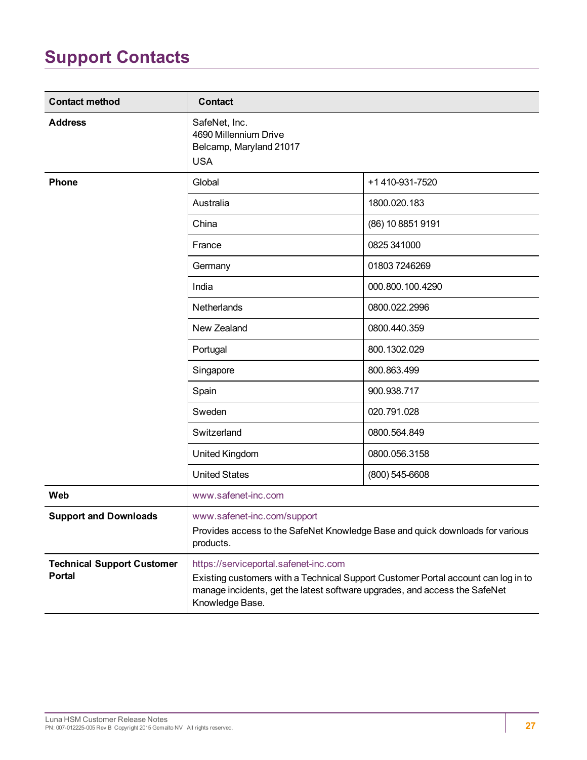## Support Contacts

| Contact method | Contact | |
|---|---|---|
| **Address** | SafeNet, Inc.<br>4690 Millennium Drive<br>Belcamp, Maryland 21017<br>USA | |
| **Phone** | Global | +1 410-931-7520 |
| | Australia | 1800.020.183 |
| | China | (86) 10 8851 9191 |
| | France | 0825 341000 |
| | Germany | 01803 7246269 |
| | India | 000.800.100.4290 |
| | Netherlands | 0800.022.2996 |
| | New Zealand | 0800.440.359 |
| | Portugal | 800.1302.029 |
| | Singapore | 800.863.499 |
| | Spain | 900.938.717 |
| | Sweden | 020.791.028 |
| | Switzerland | 0800.564.849 |
| | United Kingdom | 0800.056.3158 |
| | United States | (800) 545-6608 |
| **Web** | www.safenet-inc.com | |
| **Support and Downloads** | www.safenet-inc.com/support<br>Provides access to the SafeNet Knowledge Base and quick downloads for various products. | |
| **Technical Support Customer Portal** | https://serviceportal.safenet-inc.com<br>Existing customers with a Technical Support Customer Portal account can log in to manage incidents, get the latest software upgrades, and access the SafeNet Knowledge Base. | |